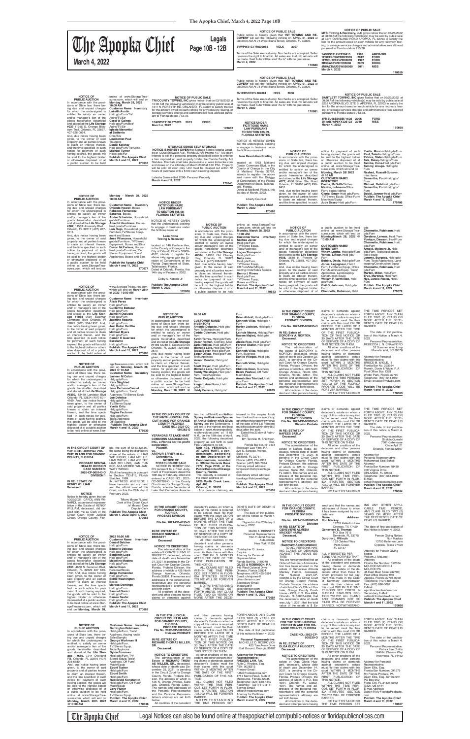# The Apopka Chief

**March 4, 2022**

## Legals

**Page 10B - 12B**

---

**NOTICE OF PUBLIC SALE**

Public notice is hereby given that **1ST TOWING AND RECOVERY** will sell the following vehicle on **APRIL 01, 2022** at 08:00:00 AM At 75 West Illiana Street, Orlando, FL 32806.

**3VWPW31C7TM506085 VOLK 2007**

Terms of the Sale are cash only. No checks are accepted. Seller reserves the right to final bid. All sales are final. No refunds will be made. Said Auto will be sold "As Is" with no guarantee.

**March 4, 2022**

**170680**

---

**NOTICE OF PUBLIC SALE**

Public notice is hereby given that **1ST TOWING AND RECOVERY** will sell the following vehicle on **APRIL 08, 2022** at 08:00:00 AM At 75 West Illiana Street, Orlando, FL 32806.

**3N1CB51D3YL302681 NISS 2000**

Terms of the Sale are cash only. No checks are accepted. Seller reserves the right to final bid. All sales are final. No refunds will be made. Said Auto will be sold "As Is" with no guarantee.

**March 4, 2022**

**170681**

---

**NOTICE OF PUBLIC SALE**

**MFSI Towing & Recovery, LLC** gives notice that on 03/28/2022 at 08:30 AM the following vehicles(s) may be sold by public sale at 3274 OVERLAND ROAD APOPKA, FL 32703 to satisfy the lien for the amount owed on each vehicle for any recovery, towing, or storage services charges and administrative fees allowed pursuant to Florida statute 713.78.

| | | |
|---|---|---|
| **1A9BS3314V2228415** | **1998** | **AMER-SIG** |
| **1FDXE4FS6CDB22905** | **2012** | **FORD** |
| **1FMDU32E4VZB02870** | **1997** | **FORD** |
| **2B3KA33V29H593806** | **2009** | **DODG** |
| **JN8AZ1MU3BW050960** | **2011** | **NISS** |

**March 4, 2022**

**170659**

---

**NOTICE OF PUBLIC SALE**

**BARTLETT TOWING, INC** gives Notice that on 03/22/2022 at 08:30 AM the following vehicles(s) may be sold by public sale at 2252 APOPKA BLVD, STE B APOPKA, FL 32703 to satisfy the lien for the amount owed on each vehicle for any recovery, towing, or storage services charges and administrative fees allowed pursuant to Florida statute 713.78.

| | | |
|---|---|---|
| **1FMEU5E66UBF16308** | **2006** | **FORD** |
| **3N1AB7AP6KY226123** | **2019** | **NISS** |

**March 4, 2022**

**170660**

---

**NOTICE OF PUBLIC AUCTION**

In accordance with the provisions of State law, there being due and unpaid charges for which the undersigned is entitled to satisfy an owner and/or manager's lien of the goods hereinafter described and stored at the **Life Storage #037** 11955 S. Orange Blossom Trail, Orlando, FL 32837, 407-826-0024.

And, due notice having been given, to the owner of said property and all parties known to claim an interest therein, and the time specified in such notice for payment of such having expired, the goods will be sold to the highest bidder or otherwise disposed of at a public auction to be held online at www.StorageTreasures.com, which will end on **Monday, March 28, 2022 10:00 AM**

**Customer Name Inventory**

**Lakeith Austin** Hsld gds/Furn/Tls/Aplnc/TV/Str
**Jerald W Gaines** Hsld gds/Furn/Box/Aplnc/TV/Str
**Iglesia Manantial al Sediento** Chrs/Box
**Louidernat Paul** Tls/Aplnc
**Daniel Kelehar** Hsld gds/Furn/Tls/Aplnc
**Michael Turner** Hslds gds/fur

**Publish: The Apopka Chief March 4 and 11, 2022**

**170637**

---

**NOTICE OF PUBLIC SALE**

**TRI COUNTY TOWING, INC** gives notice that on 03/18/2022 at 10:00 AM the following vehicles(s) may be sold by public sale at 1611 N. FORSYTH RD, ORLANDO, FL 32807 to satisfy the lien for the amount owed on each vehicle for any recovery, towing, or storage services charges and administrative fees allowed pursuant to Florida statute 713.78.

**1FADP3F21DL375820 2013 FORD**

**March 4, 2022**

**170662**

---

**STORAGE SENSE SELF STORAGE**

**NOTICE IS HEREBY GIVEN** that Storage Sense Apopka Located at 12208 Stillwater Ave., Florida 32703 Phone 407-703-8854 intends to sell the personal property described below to enforce a lien imposed on said property Under the Florida Facility Act Statutes. The Sale shall take place online at www.lockerfox.com and closes on the 23rd day of March 2022 at 3:00 P.M. Property will be sold for cash only. Unit must be cleared out within 72 hours of purchase with a $100 cash cleaning Deposit.

Lataeha Barnes-Unit 2096- Personal Property

**March 4 and 11, 2022**

**170640**

---

**NOTICE UNDER FICTITIOUS NAME LAW PURSUANT TO SECTION 865.09, FLORIDA STATUTES**

NOTICE IS HEREBY GIVEN that the undersigned, desiring to engage in business under the fictitious name of

**New Revolution Printing**

located at 1053 Maitland Center Commons Blvd, in the County of Orange in the City of Maitland Florida 32751, intends to register the above said name with the Division of Corporations of the Florida Department of State, Tallahassee, Florida.

Dated at Maitland, Florida, this 1st day of March, 2022.

Liberty Counsel

**Publish: The Apopka Chief March 4, 2022**

**170688**

---

**NOTICE OF PUBLIC AUCTION**

In accordance with the provisions of State law, there being due and unpaid charges for which the undersigned is entitled to satisfy an owner and/or manager's lien of the goods hereinafter described and stored at the **Life Storage #077**, 4066 Silver Star Road Orlando, FL 32808 (407) 298-9451.

And, due notice having been given, to the owner of said property and all parties known to claim an interest therein, and the time specified in such notice for payment of such having expired, the goods will be sold to the highest bidder or otherwise disposed of at a public auction to be held online at www.StorageTreasures.com, which will end on **Monday, March 28th 2022 @ 10:AM**

**CUSTOMER NAME/ INVENTORY**

**Dasha, McGriff**-Clothes
**Maxine, Johnson**-Office Furn/ equip; fabrics
**Gloria, Sinon**-Hsld gds/Furn; TV/Stereo Equip; Office Furn/ Machines/Equip
**Judy Sasso**-Hsld gds/Furn
**Yvette, Munoz**-Hsld gds/Furn
**Paul, Toledo**-Hsld gds/Furn
**Patricia, Slater**-Hsld gds/Furn
**Tala, Dulay**-Hsld gds/Furn
**Tamika, Caine**-Hsld gds/Furn
**Tammy, Araujo**- Hsld gds/Furn
**Rashad, Russell**-Speaker; misc items
**Samantha, Ford**-Hsld gds/Furn
**Michael, Bell**-Hsld gds/Furn
**Samantha, Ford**-Hsld gds/Furn
**Bobbi, Jenner**-Hsld gds/Furn

**Publish: The Apopka Chief March 4 and 11, 2022**

**170706**

---

**NOTICE OF PUBLIC AUCTION**

In accordance with the provisions of State law, there being due and unpaid charges for which the undersigned is entitled to satisfy an owner and/or manager's lien of the goods hereinafter described and stored at the **Life Storage #507**, 11583 University Blvd. Orlando, FL 32817 (407) 207-0011.

And, due notice having been given, to the owner of said property and all parties known to claim an interest therein, and the time specified in such notice for payment of such having expired, the goods will be sold to the highest bidder or otherwise disposed of at a public auction to be held online at www.StorageTreasures.com, which will end on **Monday – March 28, 2022 10:00 AM**

**Customer Name Inventory**

**Orlando Howell**, Boxes
**Rebecca Fernandez Sanchez**, Boxes
**Andre Schmeizer**, Household goods/Furniture
**Amechi Uzodinma**, Household goods/Furniture
**Luis Sojo**, Household goods/Furniture, TV/Stereo Equipment and Boxes
**Jose Villanueva**, Household goods/Furniture, TV/Stereo Equipment, Boxes and Bins
**Devon McFarlane**, Household goods/Furniture, TV/Stereo Equipment, Tools/Appliances, Boxes and Bins

**Publish: The Apopka Chief March 4 and 11, 2022**

**170677**

---

**NOTICE UNDER FICTITIOUS NAME LAW PURSUANT TO SECTION 865.09, FLORIDA STATUTES**

NOTICE IS HEREBY GIVEN that the undersigned, desiring to engage in business under the fictitious name of

**Lake Nona Towing & Recovery**

located at 140 Fairlane Ave, in the County of Orange in the City of Orlando Florida 32809-4167, intends to register the above said name with the Division of Corporations of the Florida Department of State, Tallahassee, Florida.

Dated at Orlando, Florida, this 14th day of February, 2022.

Colby A. Ketterle Jr.

**Publish: The Apopka Chief March 4, 2022**

**170656**

---

**NOTICE OF PUBLIC AUCTION**

In accordance with the provisions of State law, there being due and unpaid charges for which the undersigned is entitled to satisfy an owner and/or manager's lien of the goods hereinafter described and stored at the **Life Storage #304**, 1400 E. Cheney Hwy, Orlando, FL 32828 Phone #: (407) 208-0367.

And, due notice having been given, to the owner of said property and all parties known to claim an interest therein, and the time specified in such notice for payment of such having expired, the goods will be sold to the highest bidder or otherwise disposed of at a public auction to be held online at www.StorageTreasures.com, which will end on **Monday, March 28, 2022 10:00 AM**

**Customer Name Inventory**

**Sachee Javier** Hsld gds/Furn, TV/Stereo Equip, Tools/Appliances
**Logan Thompson** Hsld gds/Furn
**Naeem** Hsld gds/Furn
**Nelly Jara** Hsld gds/Furn, TV/Stereo Equip, Off Furn/Mach/Equip, Acctng rcrds/Sales Sampls
**Benny J Rivera** Hsld gds/Furn, TV/Stereo Equip, Boxes and Bins

**Publish: The Apopka Chief March 4 and 11, 2022**

**170653**

---

**NOTICE OF PUBLIC AUCTION**

In accordance with the provisions of State law, there being due and unpaid charges for which the undersigned is entitled to satisfy an owner and/or manager's lien of the goods hereinafter described and stored at the **Life Storage #508**, 2650 N. Powers Dr. Orlando, FL 32818, 407-203-6005.

And, due notice having been given, to the owner of said property and all parties known to claim an interest therein, and the time specified in such notice for payment of such having expired, the goods will be sold to the highest bidder or otherwise disposed of at a public auction to be held online at www.StorageTreasures.com, which will end on **Monday/March 28, 2022 @ 10:00 AM**

**CUSTOMER NAME/ INVENTORY**

**Wendy, Luthe**, Hsld gds/Furn
**Veniae, Lifleur**, Hsld gds/Furn
**Bobbie, Davis**, Hsld gds/Furn
**Jones, Legagneur**, Hsld / Furn, TV/Stereo Equip, Office Furn/Machines/Equip, Tools/Appliances, Landscaping/Construction Equip
**William F. Vermillion**, Hsld gds/Furn
**Gail G. Johnson**, Hsld gds/Furn
**Chennette, Robinson**, Hsld gds/Furn
**Chennette, Robinson**, Hsld gds/Furn
**Gordeno, Lemeus**, Hsld/Furn
**Venique, Dawson**, Hsld/Furn
**Chennette, Robinson**, Hsld gds/furn
**Arnold, Molinero Jr**, Hsld gds/Furn, Tools/Appliances, tools equip
**Jerome, Burgess**, Hsld gds/Furn, Tools/Appliances, Landscaping/Construction Equip
**Chennette, Robinson**, Hsld gds/furn
**Merlell, Miller**, Hsld/Furn
**Erve, Martinez**, Hsld/Furn
**Nya, Jenkie-Foster**, Hsld / Furn

**Publish: The Apopka Chief March 4 and 11, 2022**

**170678**

---

**NOTICE OF PUBLIC AUCTION**

In accordance with the provisions of State law, there being due and unpaid charges for which the undersigned is entitled to satisfy an owner and/or manager's lien of the goods hereinafter described and stored at the **Life Storage #8098**, 9001 Eastmar Commons Blvd Orlando, FL 32825 (407) 504-1957.

And, due notice having been given, to the owner of said property and all parties known to claim an interest therein, and the time specified in such notice for payment of such having expired, the goods will be sold to the highest bidder or otherwise disposed of at a public auction to be held online at www.StorageTreasures.com, which will end on **March 28th of 2022 10:00 AM**

**Customer Name Inventory**

**Alicia Perea** Hsld gds/Furn
**Guillermo Baltazar** Hsld gds/Furn
**Jaime H Olalvaro** Hsld gds/Furn
**Jasmine Rosario** Hsld gds/Furn
**Joel Rolon Del Rio** Hsld gds/Furn
**Kaijah Ford** Hsld gds/Furn
**Ramon E Guerrero Escalante** Hsld gds/Furn

**Publish: The Apopka Chief March 4 and 11, 2022**

**170665**

---

**NOTICE OF PUBLIC AUCTION**

In accordance with the provisions of State law, there being due and unpaid charges for which the undersigned is entitled to satisfy an owner and/or manager's lien of the goods hereinafter described and stored at the **Life Storage #1116** 12280 E. Colonial Drive Orlando FL 32826 (321)888-3870.

And, due notice having been given, to the owner of said property and all parties known to claim an interest therein, and the time specified in such notice for payment of such having expired, the goods will be sold to the highest bidder or otherwise disposed of at a public auction to be held online at www.StorageTreasures.com, which will end on **Monday, March 28, 2022 @ 10:00 AM**

**CUSTOMER NAME/ INVENTORY**

**Antonio Delgado**, Hsld gds/Furn, Tools/Appliances
**Cedric Coleman**, Hsld gds/Furn
**Kevin Tarrau**, Hsld gds/Furn
**Ryan Romero**, Clothing, Hsld gds/Furn
**Michelle Lara**, Hsld gds/Furn
**Tessa Boyer**, Hsld gds/Furn
**Edgar Olivas**, Hsld gds/Furn, Tools/Appliances
**Vernon Ponder**, Hsld gds/Furn
**Scott Dreyer**, Hsld gds/Furn
**Michelle Lara**, Hsld gds/Furn
**Daniel Delgado**, Hsld gds/Furn, Tools/Appliances
**Irmgard Ann Nunn**, Hsld gds/furn
**Heidy Ferreira**, Hsld gds/Furn
**Brian Abbott**, Hsld gds/Furn
**Kenneth Villar**, Hsld gds/Furn
**Harley Jackson**, Hsld gds/Furn
**Latricia Means**, Hsld gds/Furn
**Naeem Majied**, Hsld gds/Furn
**Alexis Rios**, Hsld gds/Furn
**Forster Okafor**, Hsld gds/Furn
**Kenneth Villar**, Hsld gds/Furn, Business
**Danilo Villegas**, Hsld gds/Furn
**Kenneth Villar**, Hsld gds/Furn
**Christnia Dean**, Business Equip/Machines, Off Furn/Mach/Equip
**Annetchka Trinidad**, Hsld gds/Furn

**Publish: The Apopka Chief March 4 and 11, 2022**

**170679**

---

**IN THE CIRCUIT COURT FOR ORANGE COUNTY, FLORIDA PROBATE DIVISION**

**File No. 2022-CP-000495-O**

**IN RE: ESTATE OF DOROTHY A. NORTON, Deceased.**

**NOTICE TO CREDITORS**

The administration of the estate of DOROTHY A. NORTON, deceased, whose date of death was October 22, 2021, is pending in the Circuit Court for Orange County, Florida, Probate Division, the address of which is 425 North Orange Avenue, Room 355, Orlando, Florida, 32801. The names and addresses of the personal representative and the personal representative's attorney are set forth below.

All creditors of the decedent and other persons having claims or demands against decedent's estate on whom a copy of this notice is required to be served must file their claims with this court ON OR BEFORE THE LATER OF 3 MONTHS AFTER THE TIME OF THE FIRST PUBLICATION OF THIS NOTICE OR 30 DAYS AFTER THE DATE OF SERVICE OF A COPY OF THIS NOTICE ON THEM.

All other creditors of the decedent and other persons having claims or demands against decedent's estate must file their claims with this court WITHIN 3 MONTHS AFTER THE DATE OF THE FIRST PUBLICATION OF THIS NOTICE.

ALL CLAIMS NOT FILED WITHIN THE TIME PERIODS SET FORTH IN FLORIDA STATUTES SECTION 733.702 OF THE FLORIDA PROBATE CODE WILL BE FOREVER BARRED.

NOTWITHSTANDING THE TIME PERIODS SET FORTH ABOVE, ANY CLAIM FILED TWO (2) YEARS OR MORE AFTER THE DECEDENT'S DATE OF DEATH IS BARRED.

The date of first publication of this Notice is March 4, 2022.

Personal Representative:
REBECCA L. N. CRAWFORD
52 Summer Wind Loop
Murrells Inlet, SC 29576

Attorney for Personal Representative:
BRUCE M. WIGLE, III
Florida Bar No. 293954
Murrah, Doyle & Wigle, P. A.
Post Office Box 1328
Winter Park, Florida 32790
Telephone: (407) 644-9801
Email: bruce@mdwpa.com

**Publish: The Apopka Chief March 4 and 11, 2022**

**170663**

---

**NOTICE OF PUBLIC AUCTION**

In accordance with the provisions of State law, there being due and unpaid charges for which the undersigned is entitled to satisfy an owner and/or manager's lien of the goods hereinafter described and stored at the **Life Storage #8302**, 13450 Landstar Blvd Orlando, FL 32824 (407) 601-4169.

And, due notice having been given, to the owner of said property and all parties known to claim an interest therein, and the time specified in such notice for payment of such having expired, the goods will be sold to the highest bidder or otherwise disposed of at a public auction to be held online at www.StorageTreasures.com, which will end on **Monday, March 28, 2022 @ 10:00 AM**

**Customer Name Inventory**

**Jaelenn M Colon** Hsld gds/Furn
**Kara Siegfried** Hsld gds/Furn
**Jose De Leon-Cancel** Hsld gds/Furn; Tools/ Appliances; TV/Stereo Equip
**Joe Defelice** Hsld gds/Furn; TV/Stereo Equip
**Yvette Ortiz** Hsld gds/Furn
**Regina Factoran** Hsld gds/Furn; Tools/Appliances; Off Supplies

**Publish: The Apopka Chief March 4 and 11, 2022**

**170639**

---

**IN THE COUNTY COURT OF THE NINTH JUDICIAL CIRCUIT IN AND FOR ORANGE COUNTY, FLORIDA**

**CASE NO.: 2021-CC-007262-O**

**VERANDAS AT LAKE HART COMMONS ASSOCIATION, INC., a Florida not-for-profit corporation,**
**Plaintiff,**
**vs.**
**ARTHUR SPIVEY, et al.,**
**Defendants.**

**NOTICE OF FORECLOSURE SALE**

NOTICE IS HEREBY GIVEN pursuant to a Final Judgment of Foreclosure dated the 21st day of February 2022 and entered in CASE NO.: 2021-CC-007262-O, of the County Court in and for Orange County, Florida, wherein Verandas at Lake Hart Commons Association, Inc., is Plaintiff and **Arthur Spivey and Unknown Spouse of Arthur Spivey n/k/a Shira Spivey** are the Defendants. I will sell to the highest and best bidder at www.myorangeclerk.realforeclose.com at 11:00 A.M. on the 19th day of April, 2022, the following described property as set forth in said Final Judgment, to wit:

**Unit 408, VERANDA II AT LAKE HART, a condominium, according to the Declaration of Condominium, recorded in Official Records Book 7877, Page 3738, of the Public Records of Orange County, Florida.**

This property is located at the street address of: **9426 Myrtle Creek Lane, Apt. 408, Orlando, FL 32832**

Any person claiming an interest in the surplus funds from the foreclosure sale, if any, other than the property owner as of the date of the Lis Pendens must file a claim within sixty (60) days after the sale.

Dated this 22 day of February, 2022.

BY: Tennille M. Shipwash, Esq.
Florida Bar No.: 617431
Shipwash Law Firm, P.A.
225 S. Swoope Avenue, Suite 110
Maitland, FL 32751
Phone: (407) 274-4913
Telefax: (407) 386-7074
Primary email address: tshipwash@shipwashlegal.com
Secondary email address: tsantiago@shipwashlegal.com

**Publish: The Apopka Chief March 4 and 11, 2022**

**170652**

---

**IN THE CIRCUIT COURT FOR ORANGE COUNTY, FLORIDA PROBATE DIVISION**

**File No. 2022-CP-000385-O Division Probate**

**IN RE: ESTATE OF NAFEES BATLA Deceased.**

**NOTICE TO CREDITORS**

The administration of the estate of Nafees Batla, deceased, whose date of death was December 16, 2021, is pending in the Circuit Court for Orange County, Florida, Probate Division, the address of which is 425 N. Orange Avenue, Suite 355, Orlando, FL 32801. The names and addresses of the personal representative and the personal representative's attorney are set forth below.

All creditors of the decedent and other persons having claims or demands against decedent's estate on whom a copy of this notice is required to be served must file their claims with this court ON OR BEFORE THE LATER OF 3 MONTHS AFTER THE TIME OF THE FIRST PUBLICATION OF THIS NOTICE OR 30 DAYS AFTER THE DATE OF SERVICE OF A COPY OF THIS NOTICE ON THEM.

All other creditors of the decedent and other persons having claims or demands against decedent's estate must file their claims with this court WITHIN 3 MONTHS AFTER THE DATE OF THE FIRST PUBLICATION OF THIS NOTICE.

ALL CLAIMS NOT FILED WITHIN THE TIME PERIODS SET FORTH IN FLORIDA STATUTES SECTION 733.702 WILL BE FOREVER BARRED.

NOTWITHSTANDING THE TIME PERIODS SET FORTH ABOVE, ANY CLAIM FILED TWO (2) YEARS OR MORE AFTER THE DECEDENT'S DATE OF DEATH IS BARRED.

The date of first publication of this notice is March 4, 2022.

Personal Representative:
Shakila Qureshi
7301 Coalshove Circle Apt. 21
Orlando, Florida 32807

Attorney for Personal Representative:
Mohammad Iraj Sohail
Attorney
Florida Bar Number: 78430
709 Virginia Drive
ORLANDO, FL 32803
Telephone: (407) 583-9160
E-Mail: sohail@lawsohailoffice.com

**Publish: The Apopka Chief March 4 and 11, 2022**

**170664**

---

**IN THE CIRCUIT COURT OF THE NINTH JUDICIAL CIRCUIT, IN AND FOR ORANGE COUNTY, FLORIDA**

**PROBATE MENTAL HEALTH/GUARDIANSHIP**
**CASE NUMBER: 2020-CP-000143-O**
**DIVISION: 1**

**IN RE: ESTATE OF HENRY WILLIAM Deceased**

**NOTICE**

Notice is hereby given that on 10/29/2021, CAROL ANN WINARDI, as personal representative of the Estate of HENRY WILLIAM, deceased, did deposit with me as Clerk of the Circuit Court, Ninth Judicial Circuit, Orange County, Florida, the sum of $143,835.99, the same being the distributive share of the estate to: LIAM WIE KIONG; LIAM MEI LIE; LIAM WIE IE; LIAM WIE TE; LIAM MEI LING; LIAM TJIN KOK; AKA MEMED WILLIAM; WATY WIRGO.

All of the foregoing is pursuant to Section 733.816, Florida Statutes, 1989.

IN WITNESS WHEREOF, I have hereunto set my hand and the official seal of this Court, on this the 28th day of February 2022.

Tiffany Moore Russell
Clerk of the Circuit Court
/s/ Mayra I Cruz
Deputy Clerk

**Publish: The Apopka Chief March 4, 2022; April 1, 2022**

**170668**

---

**IN THE CIRCUIT COURT FOR ORANGE COUNTY, FLORIDA PROBATE DIVISION**

**File No. 2021-CP-4195-O Division**

**IN RE: ESTATE OF HORACE SUVILLE BRISSETT Deceased.**

**NOTICE TO CREDITORS**

The administration of the estate of HORACE SUVILLE BRISSETT, deceased, whose date of death was November 21, 2021, is pending in the Circuit Court for Orange County, Florida, Probate Division, the address of which is 425 North Orange Avenue, Orlando, Florida 32801. The names and addresses of the personal representative and the personal representative's attorney are set forth below.

All creditors of the decedent and other persons having claims or demands against decedent's estate on whom a copy of this notice is required to be served must file their claims with this court ON OR BEFORE THE LATER OF 3 MONTHS AFTER THE TIME OF THE FIRST PUBLICATION OF THIS NOTICE OR 30 DAYS AFTER THE DATE OF SERVICE OF A COPY OF THIS NOTICE ON THEM.

All other creditors of the decedent and other persons having claims or demands against decedent's estate must file their claims with this court WITHIN 3 MONTHS AFTER THE DATE OF THE FIRST PUBLICATION OF THIS NOTICE.

ALL CLAIMS NOT FILED WITHIN THE TIME PERIODS SET FORTH IN FLORIDA STATUTES SECTION 733.702 WILL BE FOREVER BARRED.

NOTWITHSTANDING THE TIME PERIOD SET FORTH ABOVE, ANY CLAIM FILED TWO (2) YEARS OR MORE AFTER THE DECEDENT'S DATE OF DEATH IS BARRED.

The date of first publication of this notice is March 4, 2022.

Signed on this 25th day of January, 2022.

MARK A. BRISSETT
Personal Representative
192-11 42nd Avenue
Auburndale, New York 11358

Christopher G. Jones, Esquire
Attorney for Personal Representative
Florida Bar No. 0119040
GILES & ROBINSON, P.A.
445 West Colonial Drive
Orlando, Florida 32804
Telephone: (407) 425-3591
Email: chrisjones@gilesrobinson.com
Secondary Email: jolie@gilesrobinson.com

**Publish: The Apopka Chief March 4 and 11, 2022**

**170654**

---

**IN THE CIRCUIT COURT FOR ORANGE COUNTY, FLORIDA PROBATE DIVISION**

**File No. 2021-CP-002605-O Division**

**IN RE: ESTATE OF GENEVIEVE ALMEDA MACKEY HAMM Deceased.**

**NOTICE TO CREDITORS (Summary Administration)**

TO ALL PERSONS HAVING CLAIMS OR DEMANDS AGAINST THE ABOVE ESTATE:

You are hereby notified that an Order of Summary Administration has been entered in the estate of Genevieve Almeda Mackey Hamm, deceased, File Number 2021-CP-002605-O by the Circuit Court for Orange County, Florida, Probate Division, the address of which is Clerk's Office / Probate, Orange County Courthouse - #355, P. O. Box 4994, Orlando, FL 32802-4994; that the decedent's date of death was July 1, 2021; that the total value of the estate is $ Exempt and that the names and addresses of those to whom it has been assigned by such order are:

| Name | Address |
|---|---|
| **Ron Mackey** | 13703 Kellerton Lane Cypress, TX 77429 |
| **Genevieve E. Thomas** | P.O. Box 7615 Seminole, FL 33775 |
| **Dorothy L. Willruth** | 133 Oakleaf Way Palm Coast, FL 32137 |

ALL INTERESTED PERSONS ARE NOTIFIED THAT:

All creditors of the estate of the decedent and persons having claims or demands against the estate of the decedent other than those for whom provision for full payment was made in the Order of Summary Administration must file their claims with this court WITHIN THE TIME PERIODS SET FORTH IN FLORIDA STATUTES SECTION 733.702. ALL CLAIMS AND DEMANDS NOT SO FILED WILL BE FOREVER BARRED. NOTWITHSTANDING ANY OTHER APPLICABLE TIME PERIOD, ANY CLAIM FILED TWO (2) YEARS OR MORE AFTER THE DECEDENT'S DATE OF DEATH IS BARRED.

The date of first publication of this Notice is March 4, 2022.

Person Giving Notice:
Ron Mackey
13703 Kellerton Lane
Cypress, Texas 77429

Attorney for Person Giving Notice
William J. McLeod
Attorney
Florida Bar Number: 322024
MCLEOD MCLEOD & MCLEOD PA
48 East Main Street (32703)
Post Office Drawer 950
Apopka, Florida 32704-0950
Telephone: (407) 886-3300
Fax: (407) 886-0087
E-Mail: wjm@mcleodlawfirm.com
Secondary E-Mail: sallen@mcleodlawfirm.com

**Publish: The Apopka Chief March 4 and 11, 2022**

**170666**

---

**NOTICE OF PUBLIC AUCTION**

In accordance with the provisions of State law, there being due and unpaid charges for which the undersigned is entitled to satisfy an owner and/or manager's lien of the goods hereinafter described and stored at the **Life Storage #636** 4850 S. Semoran Blvd, Orlando, FL 32822 407-823-7734.

And, due notice having been given, to the owner of said property and all parties known to claim an interest therein, and the time specified in such notice for payment of such having expired, the goods will be sold to the highest bidder or otherwise disposed of at a public auction to be held online at www.StorageTreasures.com, which will end on **Monday, March 28, 2022 10:00 AM**

**Customer Name Inventory**

**Denzel Belcher** Hsld gds/Furn
**Edmaris Dejesus** Hsld gds/Furn
**Benjamin Lugo** Hsld gds/Furn
**Madeline Madera** Hsld gds/Furn
**Melia Dixon** Personal/Books
**Jorge Hernandez** Hsld gds/Furn
**Eldric Washington** Boxes
**Marcos Domingo** Hsld gds/Furn
**Samuel Gunici** Hsld gds/Furn
**Ramas Saahir** Hsld gds/Furn

**Publish: The Apopka Chief March 4 and 11, 2022**

**170669**

---

**NOTICE OF PUBLIC AUCTION**

In accordance with the provisions of State law, there being due and unpaid charges for which the undersigned is entitled to satisfy an owner and/or manager's lien of the goods hereinafter described and stored at the **Life Storage #610**, 7244 Overland Rd. Orlando, FL 32810 (407) 295-6580.

And, due notice having been given, to the owner of said property and all parties known to claim an interest therein, and the time specified in such notice for payment of such having expired, the goods will be sold to the highest bidder or otherwise disposed of at a public auction to be held online at www.StorageTreasures.com, which will end on **Monday, March 28th 2022 @10:00 AM**

**Customer Name Inventory**

**Barrington Robinson** Hsld gds/Furn, Tools/Appliances, Acctng rcrds/Sales/Sampls
**George Workman III** Hsld gds/Furn, TV/Stereo Equip, Tools/Appliances
**Dylon Foreman** Hsld gds/Furn, TV/Stereo Equip,Tools/Applnces, Off Furn/Mach/Equip
**Eboni Tucker** Hsld gds/Furn
**Eboni Smith** Hsld gds/Furn
**Rubiennie Konstantin** Hsld gds/Furn, Off Furn/Mach/Equip
**Cory Fluker** Hsld gds/Furn, TV/Stereo Equip

**Publish: The Apopka Chief March 4 and 11, 2022**

**170638**

---

**IN THE 9TH JUDICIAL CIRCUIT COURT IN AND FOR ORANGE COUNTY, FLORIDA PROBATE DIVISION**

**File No. 2022-CP-000105-O Division PROBATE**

**IN RE: ESTATE OF RICHARD THOMAS MILLER, SR. Deceased.**

**NOTICE TO CREDITORS**

The administration of the Estate of RICHARD THOMAS MILLER, SR., deceased, whose date of death was December 25, 2021, is pending in the Circuit Court for Orange County, Florida, Probate Division, the address of which is 425 N. Orange Ave, Suite 355, Orlando, Florida 32801. The names and addresses of the Personal Representative and the Personal Representative's attorney is set forth below.

All creditors of the decedent and other persons having claims or demands against decedent's Estate on whom a copy of this notice is required to be served must file their claims with this court ON OR BEFORE THE LATER OF 3 MONTHS AFTER THE TIME OF THE FIRST PUBLICATION OF THIS NOTICE OR 30 DAYS AFTER THE DATE OF SERVICE OF A COPY OF THIS NOTICE ON THEM.

All other creditors of the decedent and other persons having claims or demands against decedent's Estate must file their claims with this court WITHIN 3 MONTHS AFTER THE DATE OF THE FIRST PUBLICATION OF THIS NOTICE.

ALL CLAIMS NOT FILED WITHIN THE TIME PERIODS SET FORTH IN FLORIDA STATUTES SECTION 733.702 WILL BE FOREVER BARRED.

NOTWITHSTANDING THE TIME PERIODS SET FORTH ABOVE, ANY CLAIM FILED TWO (2) YEARS OR MORE AFTER THE DECEDENT'S DATE OF DEATH IS BARRED.

The date of first publication of this notice is March 4, 2022.

Personal Representative:
MICHELLE D. ROSKOVICH
425 Tom Avery Drive
Ball Ground, Georgia 30107

Attorney for Personal Representative:
RHODES LAW, P.A.
Ruth C. Rhodes, Esq.
FBN: 0028313
Primary Email: ruth@rhodeslawpa.com
1115 Sarno Road, Suite 2
Melbourne, Florida 32935
Telephone: (321) 610-4540
Facsimile: (321) 610-8141
Service Email: office@rhodeslawpa.com
Attorney for Petitioner

**Publish: The Apopka Chief March 4 and 11, 2022**

**170655**

---

**IN THE CIRCUIT COURT FOR THE NINTH JUDICIAL CIRCUIT IN AND FOR ORANGE COUNTY, FLORIDA**

**CASE NO.: 2022-CP-000239-O**

**IN RE: ESTATE OF OLGA GLORIA HUGGETT, Deceased.**

**NOTICE TO CREDITORS**

The administration of the estate of Olga Gloria Huggett, deceased, whose date of death was December 14, 2021, is pending in the Circuit Court for Orange County, Florida, Probate Division, the address of which is P.O. Box 4994, Orlando, FL 32802-4994. The names and addresses of the personal representative and the personal representative's attorney are set forth below.

All creditors of the decedent and other persons having claims or demands against decedent's estate on whom a copy of this notice is required to be served must file their claims with this court ON OR BEFORE THE LATER OF 3 MONTHS AFTER THE TIME OF THE FIRST PUBLICATION OF THIS NOTICE OR 30 DAYS AFTER THE DATE OF SERVICE OF A COPY OF THIS NOTICE ON THEM.

All other creditors of the decedent and other persons having claims or demands against decedent's estate must file their claims with this court WITHIN 3 MONTHS AFTER THE DATE OF THE FIRST PUBLICATION OF THIS NOTICE.

ALL CLAIMS NOT FILED WITHIN THE TIME PERIODS SET FORTH IN FLORIDA STATUTES SECTION 733.702 WILL BE FOREVER BARRED.

NOTWITHSTANDING THE TIME PERIODS SET FORTH ABOVE, ANY CLAIM FILED TWO (2) YEARS OR MORE AFTER THE DECEDENT'S DATE OF DEATH IS BARRED.

The date of first publication of this notice is March 4, 2022.

Personal Representative:
Patrick Lee Childs
1249 N. Chance Way
Inverness, FL 34453

Attorney for Personal Representative:
Dawn Ellis, Esq.
Florida Bar Number: 091979
My Florida Probate, PA
Dawn Ellis, Esq., for the firm
PO Box 952
Floral City, FL 34436-0952
(352) 726-5444
E-mail Address: Dawn@MyFloridaProbate.com

**Publish: The Apopka Chief March 4 and 11, 2022**

**170667**

---

Legal Notices can also be found online at theapopkachief.com/public-notices or floridapublicnotices.com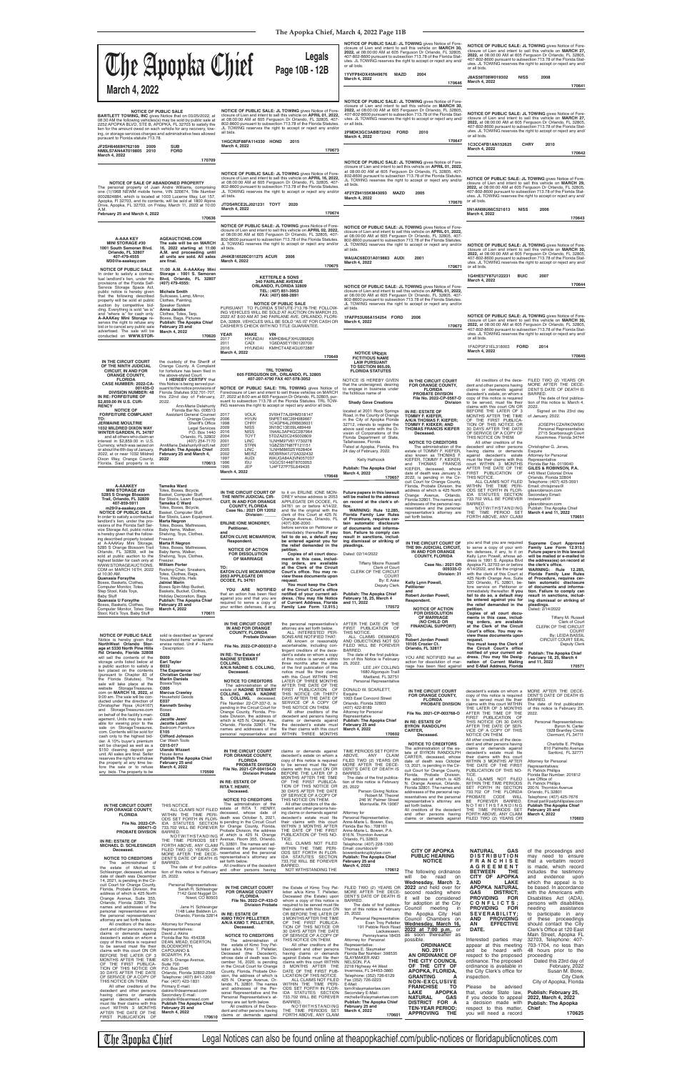# The Apopka Chief

## Legals

Page 10B - 12B

March 4, 2022

**NOTICE OF PUBLIC SALE**

**BARTLETT TOWING, INC** gives Notice that on 03/25/2022, at 08:30 AM the following vehicles(s) may be sold by public sale at 2252 APOPKA BLVD, STE B, APOPKA, FL 32703 to satisfy the lien for the amount owed on each vehicle for any recovery, towing, or storage services charges and administrative fees allowed pursuant to Florida statute 713.78.

JF2SH64669H762199 2009 SUB
NM0LS7AN4AT019805 2010 FORD
March 4, 2022

170709

**NOTICE OF SALE OF ABANDONED PROPERTY**

The personal property of Juan Andres Williams, comprising one (1)1968 NEWM mobile home, VIN 326674, Title Number 0002824884, which is located at 1003 Lucerne Way, Lot 157, Apopka, Fl 32703, and its contents, will be sold at 1800 Alpine Drive, Apopka, FL 32703, on Friday, March 11, 2022 at 10:00 A.M.
February 25 and March 4, 2022

170636

**A-AAA KEY MINI STORAGE #30**
**1001 South Semoran Blvd. Orlando, FL 32807**
**407-479-4555**
**M30@a-aaakey.com**

**NOTICE OF PUBLIC SALE**

In order to satisfy a contractual landlord's lien, under the provisions of the Florida Self-Service Storage Space Act, public notice is hereby given that the following described property will be sold at public auction by competitive bidding. Everything is sold "as is" and "where is" for cash only. **A-AAAKey Mini Storage** reserves the right to refuse any bid or to cancel any public sale advertised. The sale will be conducted **on WWW.STOR-AGEAUCTIONS.COM The sale will be on MARCH 16, 2022 starting at 11:00 A.M. and proceeding until all units are sold. All sales are final.**

**11:00 A.M. A-AAAKey Mini Storage - 1001 S. Semoran Blvd, Orlando, FL 32807 (407) 479-4555:**

**Michele Smith**
Suitcases, Lamp, Mirror, Clothes, Painting, Speaker System
**Anna Jacobs**
Clothes, Totes, Tarp, Boxes, Bags, Pictures
**Publish: The Apopka Chief February 25 and March 4, 2022**

170620

**IN THE CIRCUIT COURT OF THE NINTH JUDICIAL CIRCUIT, IN AND FOR ORANGE COUNTY, FLORIDA**
**CASE NUMBER: 2022-CA-001435-O**
**DIVISION NUMBER: 48**
**IN RE: FORFEITURE OF $2,859.00 IN U.S. CURRENCY**

**NOTICE OF FORFEITURE COMPLAINT**

**TO:**
**JERMAINE MOULTRIE**
**1032 MILDRED DIXON WAY WINTER GARDEN, FL 34787**
and all others who claim an interest in $2,859.00 in U.S. Currency, which was seized on or about the 8th day of January, 2022, at or near 1032 Mildred Dixon Way, Orange County, Florida. Said property is in the custody of the Sheriff of Orange County. A Complaint for forfeiture has been filed in the above-styled Court.

**I HEREBY CERTIFY** that this Notice is being served pursuant to the notice provisions of Florida Statutes 932.701-707, this 22nd day of February, 2022.

Ann-Marie Delahunty
Florida Bar No. 006513
Assistant General Counsel
Orange County Sheriff's Office
Legal Services
P.O. Box 1440
Orlando, FL 32802
(407) 254-7170
AnnMarie.Delahunty@ocsf.net
**Publish: The Apopka Chief February 25 and March 4, 2022**

170613

**A-AAAKEY MINI STORAGE #29**
**5285 S Orange Blossom Trail, Orlando, FL 32839**
**407-859-5911**
**m29@a-aaakey.com**

**NOTICE OF PUBLIC SALE**

In order to satisfy a contractual landlord's lien, under the provisions of the Florida Self-Service Storage Act, public notice is hereby given that the following described property located at A-AAAKey Mini Storage, 5285 S Orange Blossom Trail Orlando, FL 32839, will be sold at public auction to the highest bidder for cash only at WWW.STORAGEAUCTIONS.COM on MARCH 16TH, 2022 at 10:30 AM.

**Quanasia Forsythe**
Boxes, Baskets, Clothes, Computer Monitor, Totes Step Stool, Kids Toys, Baby Stuff
**Quanasia Forsythe**
Boxes, Baskets, Clothes, Computer Monitor, Totes Step Stool, Kids Toys, Baby Stuff
**Tameika Ward**
Totes, Boxes, Bicycle, Basket, Computer Stuff, Bar Stools, Lawn Equipment.
**Tameika C Ward**
Totes, Boxes, Bicycle, Basket, Computer Stuff, Bar Stools, Lawn Equipment.
**Marta Negron**
Totes, Boxes, Mattresses, Baby Items, Walker, Shelving, Toys, Clothes, Freezer.
**Marta R Negron**
Totes, Boxes, Mattresses, Baby Items, Walker, Shelving, Toys, Clothes, Freezer.
**William Porter**
Rocking Chair, Sneakers, Totes, Clothes, Bags, Tires, Weights, Hats.
**Jalniel Marin**
Boxes Spin-Mop Bucket, Baskets, Bucket, Clothes, Holiday Decoration, Bags
**Publish: The Apopka Chief February 25 and March 4, 2022**

170611

**NOTICE OF PUBLIC SALE**

Notice is hereby given that **NorthWest Orlando Storage at 5330 North Pine Hills Rd Orlando, Florida 32808** will sell the contents of the storage units listed below at a public auction to satisfy a lien placed on the contents (pursuant to Chapter 83 of the Florida Statutes). The sale will take place at the website StorageTreasures.com on **MARCH 18, 2022,** at 9:00 am. The sale will be conducted under the direction of Christopher Rosa (AU4167) and StorageTreasures.com on behalf of the facility's management. Units may be available for viewing prior to the sale on StorageTreasures.com. Contents will be sold for cash only to the highest bidder. A 10% buyer's premium will be charged as well as a $150 cleaning deposit per unit. All sales are final. Seller reserves the right to withdraw the property at any time before the sale or to refuse any bids. The property to be sold is described as "general household items" unless otherwise noted. Unit # - Name - Description:

**B009**
**Earl Taylor**
**B023**
**The Experience Christian Center Inc/ Marlin Daniels**
Boxes/Toys
**C005**
**Marcus Crawley**
Household Goods
**E037**
**Kenneth Smiley**
Boxes
**C028**
**Jacinta Jean/ Jacotte Lubin**
Bedroom Furniture
**E105**
**Clifford Johnson**
Car Wash Tools
**C015-017**
**Ulando Wizzart**
House items
**Publish The Apopka Chief February 25 and March 4, 2022**

170599

**IN THE CIRCUIT COURT FOR ORANGE COUNTY, FLORIDA**
**File No. 2022-CP-000471-O**
**PROBATE DIVISION**

**IN RE: ESTATE OF MICHAEL D. SCHLESINGER Deceased.**

**NOTICE TO CREDITORS**

The administration of the estate of Michael S. Schlesinger, deceased, whose date of death was December 14, 2021, is pending in the Circuit Court for Orange County, Florida, Probate Division, the address of which is 425 North Orange Avenue, Suite 355, Orlando, Florida 32801. The names and addresses of the personal representatives and the personal representatives' attorney are set forth below.

All creditors of the decedent and other persons having claims or demands against decedent's estate on whom a copy of this notice is required to be served must file their claims with this court ON OR BEFORE THE LATER OF 3 MONTHS AFTER THE TIME OF THE FIRST PUBLICATION OF THIS NOTICE OR 30 DAYS AFTER THE DATE OF SERVICE OF A COPY OF THIS NOTICE ON THEM.

All other creditors of the decedent and other persons having claims or demands against decedent's estate must file their claims with this court WITHIN 3 MONTHS AFTER THE DATE OF THE FIRST PUBLICATION OF THIS NOTICE.

ALL CLAIMS NOT FILED WITHIN THE TIME PERIODS SET FORTH IN FLORIDA STATUTES SECTION 733.702 WILL BE FOREVER BARRED.

NOTWITHSTANDING THE TIME PERIODS SET FORTH ABOVE, ANY CLAIM FILED TWO (2) YEARS OR MORE AFTER THE DECEDENT'S DATE OF DEATH IS BARRED.

The date of first publication of this notice is February 25, 2022.

Personal Representatives:
Sarah R. Schlesinger
7142 Gold Nugget Dr.
Niwot, CO 80503

Jane H. Schlesinger
1148 Lake Baldwin Ln.
Orlando, Florida 32814

Attorney for Personal Representatives:
David J. Akins
Florida Bar No. 454338
DEAN, MEAD, EGERTON, BLOODWORTH, CAPOUANO & BOZARTH, P.A.
420 S. Orange Avenue, Suite 700
P.O. Box 2346
Orlando, Florida 32802-2346
Telephone: (407) 841-1200
Fax: (407) 423-1831
Primary E-mail: dakins@deanmead.com
Secondary E-mail: probate@deanmead.com
**Publish The Apopka Chief February 25 and March 4, 2022**

170610

**NOTICE OF PUBLIC SALE: JL TOWING** gives Notice of Foreclosure of Lien and intent to sell this vehicle on **APRIL 01, 2022,** at 08:00:00 AM at 605 Ferguson Dr Orlando, FL 32805, 407-802-8600 pursuant to subsection 713.78 of the Florida Statutes. JL TOWING reserves the right to accept or reject any and/or all bids.

1HGCR2F88FA114330 HOND 2015
March 4, 2022

170673

**NOTICE OF PUBLIC SALE: JL TOWING** gives Notice of Foreclosure of Lien and intent to sell this vehicle on **APRIL 16, 2022,** at 08:00:00 AM at 605 Ferguson Dr Orlando, FL 32805, 407-802-8600 pursuant to subsection 713.78 of the Florida Statutes. JL TOWING reserves the right to accept or reject any and/or all bids.

JTDS4RCE2LJ021231 TOYT 2020
March 4, 2022

170674

**NOTICE OF PUBLIC SALE: JL TOWING** gives Notice of Foreclosure of Lien and intent to sell this vehicle on **APRIL 02, 2022,** at 08:00:00 AM at 605 Ferguson Dr Orlando, FL 32805, 407-802-8600 pursuant to subsection 713.78 of the Florida Statutes. JL TOWING reserves the right to accept or reject any and/or all bids.

JH4KB16526C011275 ACUR 2006
March 4, 2022

170675

**KETTERLE & SONS**
**340 FAIRLANE AVENUE**
**ORLANDO, FLORIDA 32809**
**TEL: (407) 851-3953**
**FAX: (407) 888-2891**

**NOTICE OF PUBLIC SALE**

PURSUANT TO FLORIDA STATUTE 713.78 THE FOLLOWING VEHICLES WILL BE SOLD AT AUCTION ON MARCH 23, 2022 AT 8:00 AM AT 340 FAIRLANE AVE. ORLANDO, FLORIDA 32809. VEHICLES WILL BE SOLD "AS IS" FOR CASH OR CASHIER'S CHECK WITH NO TITLE GUARANTEE.

| YEAR | MAKE | VIN |
|---|---|---|
| 2017 | HYUNDAI | KMHD84LFXHU289826 |
| 2011 | CADI | 1G6DA5EY1B0120700 |
| 2016 | HYUNDAI | KMHCT4AE4GU072887 |

March 4, 2022

170649

**TRL TOWING**
**605 FERGUSON DR., ORLANDO, FL 32805**
**407-207-4700 FAX 407-578-3052**

**NOTICE OF PUBLIC SALE: TRL TOWING** gives Notice of Foreclosure of Lien and intent to sell these vehicles on MARCH 27, 2022 at 8:00 am at 605 Ferguson Dr Orlando, FL 32805, pursuant to subsection 713.78 of the Florida Statutes. TRL TOWING reserves the right to accept or reject any and/or all bids.

| | | |
|---|---|---|
| 2016 | VOLK | 3VW4T7AJ9HM318147 |
| 2006 | HYUN | 5NPET46C26H089087 |
| 1998 | CHRY | 1C4GP64L2WB636031 |
| 2002 | NISS | JN8DR07Y41W581235 |
| 2008 | NISS | 1N4AL24E68C287264 |
| 2004 | TOYT | 5TDZA23C94S058808 |
| 2001 | LINC | 1LNHM87V61Y730278 |
| 2007 | STRN | 1G8ZS57N87F121551 |
| 2005 | LINC | 1LNHM86S05Y659494 |
| 2010 | MERZ | WDBRN47J72A332432 |
| 1997 | AUDI | WAUGA84AXVN057037 |
| 1998 | ISU | 1GGCS1448T8703053 |
| 1995 | JEP | 1J4FT27P7SL640435 |

March 4, 2022

170648

**IN THE CIRCUIT COURT OF THE NINTH JUDICIAL CIRCUIT, IN AND FOR ORANGE COUNTY, FLORIDA**
**Case No.: 2021 DR 12052**
**Division: \_\_\_\_\_**

**ERLINE ICHE MONDREY,**
**Petitioner,**
**and**
**EATON CLIVE MCMARROW,**
**Respondent.**

**NOTICE OF ACTION FOR DISSOLUTION OF MARRIAGE**

**TO:**
**EATON CLIVE MCMARROW**
**2053 APPLEGATE DR OCOEE, FL 34761**

**YOU ARE NOTIFIED** that an action has been filed against you and that you are required to serve a copy of your written defenses, if any, to it on ERLINE ICHE MONDREY whose address is 2053 APPLEGATE DR OCOEE, FL 34761 on or before 4/14/22, and file the original with the clerk of this Court at 425 N. Orange Avenue, Orlando, FL (407) 836-2000 before service on Petitioner or immediately thereafter. **If you fail to do so, a default may be entered against you for the relief demanded in the petition.**

**Copies of all court documents in this case, including orders, are available at the Clerk of the Circuit Court's office. You may review these documents upon request.**

**You must keep the Clerk of the Circuit Court's office notified of your current address. (You may file Notice of Current Address, Florida Family Law Form 12.915.)** Future papers in this lawsuit will be mailed or e-mailed to the addresses on record at the clerk's office.

**WARNING: Rule 12.285, Florida Family Law Rules of Procedure, requires certain automatic disclosure of documents and information. Failure to comply can result in sanctions, including dismissal or striking of pleadings.**

Dated: 02/14/2022

Tiffany Moore Russell
Clerk of Court
CLERK OF THE CIRCUIT COURT
By: E Aske
Deputy Clerk

**Publish: The Apopka Chief February 18, 25, March 4 and 11, 2022**

170572

**IN THE CIRCUIT COURT IN AND FOR ORANGE COUNTY, FLORIDA**
**Probate Division**

**File No. 2022-CP-000037-O**

**IN RE: The Estate of NADINE STEWART COLLING, A/K/A NADINE S. COLLING, Deceased.**

**NOTICE TO CREDITORS**

The administration of the estate of **NADINE STEWART COLLING, A/K/A NADINE S. COLLING,** deceased, File Number 22-CP-37-O, is pending in the Circuit Court for Orange County, Florida, Probate Division, the address of which is 425 N. Orange Ave., Orlando, Florida 32801. The names and addresses of the personal representative and the personal representative's attorney are set forth below.

ALL INTERESTED PERSONS ARE NOTIFIED THAT:

All known or reasonably ascertainable, including contingent creditors of the decedent's estate on whom a copy of this notice is served within three months after the date of the first publication of this notice must file their claims with this Court WITHIN THE LATER OF THREE MONTHS AFTER THE DATE OF THE FIRST PUBLICATION OF THIS NOTICE OR THIRTY DAYS AFTER THE DATE OF SERVICE OF A COPY OF THIS NOTICE ON THEM.

All other creditors of the decedent and persons having claims or demands against the decedent's estate must file their claims with this court WITHIN THREE MONTHS AFTER THE DATE OF THE FIRST PUBLICATION OF THIS NOTICE.

ALL CLAIMS, DEMANDS AND OBJECTIONS NOT SO FILED WILL BE FOREVER BARRED.

The date of the first publication of this Notice is February 25, 2022.

LEE JAY COLLING
1680 Algonquin Trail
Maitland, FL 32751
Personal Representative

DONALD W. SCARLETT, Esquire
1003 East Concord Street
Orlando, Florida 32803
(407) 422-8183
Attorney for Personal Representative
**Publish: The Apopka Chief February 25 and March 4, 2022**

170602

**IN THE CIRCUIT COURT FOR ORANGE COUNTY, FLORIDA**
**PROBATE DIVISION**
**File No. 2021-CP-004134-O**
**Division Probate**

**IN RE: ESTATE OF RITA T. HENRY, Deceased.**

**NOTICE TO CREDITORS**

The administration of the estate of RITA T. HENRY, deceased, whose date of death was October 5, 2021, is pending in the Circuit Court for Orange County, Florida, Probate Division, the address of which is 425 N. Orange Avenue, Room 355, Orlando, FL 32801. The names and addresses of the personal representative and the personal representative's attorney are set forth below.

All creditors of the decedent and other persons having claims or demands against decedent's estate on whom a copy of this notice is required to be served must file their claims with this court ON OR BEFORE THE LATER OF 3 MONTHS AFTER THE TIME OF THE FIRST PUBLICATION OF THIS NOTICE OR 30 DAYS AFTER THE DATE OF SERVICE OF A COPY OF THIS NOTICE ON THEM.

All other creditors of the decedent and other persons having claims or demands against decedent's estate must file their claims with this court WITHIN 3 MONTHS AFTER THE DATE OF THE FIRST PUBLICATION OF THIS NOTICE.

ALL CLAIMS NOT FILED WITHIN THE TIME PERIODS SET FORTH IN FLORIDA STATUTES SECTION 733.702 WILL BE FOREVER BARRED.

NOTWITHSTANDING THE TIME PERIODS SET FORTH ABOVE, ANY CLAIM FILED TWO (2) YEARS OR MORE AFTER THE DECEDENT'S DATE OF DEATH IS BARRED.

The date of first publication of this notice is February 25, 2022.

Person Giving Notice:
Robert M. Thomas
246 W. Palmer Street
Morrisville, PA 19067

Attorney for Personal Representative:
Anne-Marie L. Bowen, Esq.
Florida Bar No. 708161
Anne-Marie L. Bowen, P.A.
816 N. Thornton Avenue
Orlando, FL 32803
Telephone: (407) 228-1300
Email: courtdocs@bowenbankruptcylaw.com
**Publish: The Apopka Chief February 25 and March 4, 2022**

170612

**IN THE CIRCUIT COURT FOR ORANGE COUNTY, FLORIDA**
**File No. 2022-CP-433-O**
**Division Probate**

**IN RE: ESTATE OF KIMO TROY PELLETIER A/K/A KIMO T. PELLETIER, Deceased.**

**NOTICE TO CREDITORS**

The administration of the estate of Kimo Troy Pelletier a/k/a Kimo T. Pelletier, Deceased (the Decedent), whose date of death was December 16, 2020, is pending in the Circuit Court for Orange County, Florida, Probate Division, the address of which is 425 N. Orange Avenue, Orlando, FL 32801. The names and addresses of the Personal Representative and of the Personal Representative's attorney are set forth below.

All creditors of the decedent and other persons having claims or demands against the Estate of Kimo Troy Pelletier a/k/a Kimo T. Pelletier, Deceased (the Estate) upon whom a copy of this notice is required to be served must file their claims with this court ON OR BEFORE THE LATER OF 3 MONTHS AFTER THE TIME OF THE FIRST PUBLICATION OF THIS NOTICE OR 30 DAYS AFTER THE DATE OF SERVICE OF A COPY OF THIS NOTICE ON THEM.

All other creditors of the decedent and other persons having claims or demands against Estate must file their claims with this court WITHIN 3 MONTHS AFTER THE DATE OF THE FIRST PUBLICATION OF THIS NOTICE.

ALL CLAIMS NOT FILED WITHIN THE TIME PERIODS SET FORTH IN FLORIDA STATUTES SECTION 733.702 WILL BE FOREVER BARRED.

NOTWITHSTANDING THE TIME PERIODS SET FORTH ABOVE, ANY CLAIM FILED TWO (2) YEARS OR MORE AFTER THE DECEDENT'S DATE OF DEATH IS BARRED.

The date of first publication of this Notice is February 25, 2022.

Personal Representative:
Evan Troy Pelletier
191 Pebble Rock Road
Lackawaxen, Pennsylvania 18435

Attorney for Personal Representative:
Thomas E. Slaymaker
Florida Bar Number: 398535
SLAYMAKER AND NELSON, P.A.
2218 Highway 44 West
Inverness, FL 34453-3860
Telephone: (352) 726-6129
Fax: (352) 726-0223
E-Mail: tom@slaymakerlaw.com
Secondary E-Mail: michelle@slaymakerlaw.com
**Publish: The Apopka Chief February 25 and March 4, 2022**

170601

**NOTICE OF PUBLIC SALE: JL TOWING** gives Notice of Foreclosure of Lien and intent to sell this vehicle on **MARCH 30, 2022,** at 08:00:00 AM at 605 Ferguson Dr Orlando, FL 32805, 407-802-8600 pursuant to subsection 713.78 of the Florida Statutes. JL TOWING reserves the right to accept or reject any and/or all bids.

1YVFP84DX45N49676 MAZD 2004
March 4, 2022

170646

**NOTICE OF PUBLIC SALE: JL TOWING** gives Notice of Foreclosure of Lien and intent to sell this vehicle on **MARCH 30, 2022,** at 08:00:00 AM at 605 Ferguson Dr Orlando, FL 32805, 407-802-8600 pursuant to subsection 713.78 of the Florida Statutes. JL TOWING reserves the right to accept or reject any and/or all bids.

2FMDK3GC3ABB72242 FORD 2010
March 4, 2022

170647

**NOTICE OF PUBLIC SALE: JL TOWING** gives Notice of Foreclosure of Lien and intent to sell this vehicle on **APRIL 01, 2022,** at 08:00:00 AM at 605 Ferguson Dr Orlando, FL 32805, 407-802-8600 pursuant to subsection 713.78 of the Florida Statutes. JL TOWING reserves the right to accept or reject any and/or all bids.

4F2YZ94155KM43093 MAZD 2005
March 4, 2022

170670

**NOTICE OF PUBLIC SALE: JL TOWING** gives Notice of Foreclosure of Lien and intent to sell this vehicle on **APRIL 01, 2022,** at 08:00:00 AM at 605 Ferguson Dr Orlando, FL 32805, 407-802-8600 pursuant to subsection 713.78 of the Florida Statutes. JL TOWING reserves the right to accept or reject any and/or all bids.

WAUAC68D31A019883 AUDI 2001
March 4, 2022

170671

**NOTICE OF PUBLIC SALE: JL TOWING** gives Notice of Foreclosure of Lien and intent to sell this vehicle on **APRIL 01, 2022,** at 08:00:00 AM at 605 Ferguson Dr Orlando, FL 32805, 407-802-8600 pursuant to subsection 713.78 of the Florida Statutes. JL TOWING reserves the right to accept or reject any and/or all bids.

1FAFP53U66A154254 FORD 2006
March 4, 2022

170672

**NOTICE UNDER FICTITIOUS NAME LAW PURSUANT TO SECTION 865.09, FLORIDA STATUTES**

NOTICE IS HEREBY GIVEN that the undersigned, desiring to engage in business under the fictitious name of

**Shady Cove Creations**

located at 2001 Rock Springs Road in the County of Orange in the City of Apopka Florida 32712, intends to register the above said name with the Division of Corporations of the Florida Department of State, Tallahassee, Florida.
Dated at Apopka, Florida, this 24 day of February, 2022.

Kelly Hathcock

**Publish: The Apopka Chief March 4, 2022**

170657

**IN THE CIRCUIT COURT FOR ORANGE COUNTY, FLORIDA**
**PROBATE DIVISION**
**File No. 2022-CP-0567-O**
**Division**

**IN RE: ESTATE OF TOMMY F. KIEFER, A/K/A THOMAS F. KIEFER; TOMMY F. KIEFER; AND THOMAS FRANCIS KIEFER Deceased.**

**NOTICE TO CREDITORS**

The administration of the estate of TOMMY F. KIEFER, also known as THOMAS F. KIEFER, TOMMY F. KIEFER, and THOMAS FRANCIS KIEFER, deceased, whose date of death was January 3, 2022, is pending in the Circuit Court for Orange County, Florida, Probate Division, the address of which is 425 North Orange Avenue, Orlando, Florida 32801. The names and addresses of the personal representative and the personal representative's attorney are set forth below.

All creditors of the decedent and other persons having claims or demands against decedent's estate, on whom a copy of this notice is required to be served, must file their claims with this court ON OR BEFORE THE LATER OF 3 MONTHS AFTER THE TIME OF THE FIRST PUBLICATION OF THIS NOTICE OR 30 DAYS AFTER THE DATE OF SERVICE OF A COPY OF THIS NOTICE ON THEM.

All other creditors of the decedent and other persons having claims or demands against decedent's estate must file their claims with this court WITHIN 3 MONTHS AFTER THE DATE OF THE FIRST PUBLICATION OF THIS NOTICE.

ALL CLAIMS NOT FILED WITHIN THE TIME PERIODS SET FORTH IN FLORIDA STATUTES SECTION 733.702 WILL BE FOREVER BARRED.

NOTWITHSTANDING THE TIME PERIOD SET FORTH ABOVE, ANY CLAIM FILED TWO (2) YEARS OR MORE AFTER THE DECEDENT'S DATE OF DEATH IS BARRED.

The date of first publication of this notice is: March 4, 2022.

Signed on this 23rd day of January, 2022.

JOSEPH CZARKOWSKI
Personal Representative
2715 Scarborough Court
Kissimmee, Florida 34744

Christopher G. Jones, Esquire
Attorney for Personal Representative
Florida Bar No. 0119040
**GILES & ROBINSON, P.A.**
445 West Colonial Drive
Orlando, Florida 32804
Telephone: (407) 425-3591
Email: chrisjones@gilesrobinson.com
Secondary Email: eservice@gilesrobinson.com
Publish: The Apopka Chief
**March 4 and 11, 2022**

170651

**IN THE CIRCUIT COURT OF THE 9th JUDICIAL CIRCUIT, IN AND FOR ORANGE COUNTY, FLORIDA**
**Case No.: 2021 DR 009335-O**
**Division: 31**

**Kelly Lynn Powell,**
**Petitioner**
**and**
**Robert Jordan Powell,**
**Respondent.**

**NOTICE OF ACTION FOR DISSOLUTION OF MARRIAGE (NO CHILD OR FINANCIAL SUPPORT)**

**TO:**
**Robert Jordan Powell**
**10105 Crozier Ct.**
**Orlando, FL 32817**

YOU ARE NOTIFIED that an action for dissolution of marriage has been filed against you and that you are required to serve a copy of your written defenses, if any, to it on Kelly Lynn Powell, whose address is 1991 S. Apopka Blvd Apopka FL 32703 on or before 4/14/2022, and file the original with the clerk of this Court at 425 North Orange Ave, Suite 320 Orlando, FL 32801, before service on Petitioner or immediately thereafter. **If you fail to do so, a default may be entered against you for the relief demanded in the petition.**

**Copies of all court documents in this case, including orders, are available at the Clerk of the Circuit Court's office. You may review these documents upon request.**

**You must keep the Clerk of the Circuit Court's office notified of your current address. (You may file Designation of Current Mailing and E-Mail Address, Florida Supreme Court Approved Family Law Form 12.915.) Future papers in this lawsuit will be mailed or e-mailed to the address(es) on record at the clerk's office.**

**WARNING: Rule 12.285, Florida Family Law Rules of Procedure, requires certain automatic disclosure of documents and information. Failure to comply can result in sanctions, including dismissal or striking of pleadings.**
Dated: 2/14/2022

Tiffany M. Russell
Clerk of Court
CLERK OF THE CIRCUIT COURT
By: LEIDA BAGGIL
CIRCUIT COURT SEAL
Deputy Clerk

**Publish: The Apopka Chief February 18, 25, March 4 and 11, 2022**

170571

**IN THE CIRCUIT COURT FOR ORANGE COUNTY, FLORIDA**
**PROBATE DIVISION**

**File No. 2021-CP-003768-O**

**IN RE: ESTATE OF BYRON RANDOLPH CARTER, Deceased.**

**NOTICE TO CREDITORS**

The administration of the estate of BYRON RANDOLPH CARTER, deceased, whose date of death was October 13, 2021, is pending in the Circuit Court for Orange County, Florida, Probate Division, the address of which is 425 N. Orange Avenue, Orlando, Florida 32801. The names and addresses of the personal representatives and the personal representative's attorney are set forth below.

All creditors of the decedent and other persons having claims or demands against decedent's estate on whom a copy of this notice is required to be served must file their claims with this court WITHIN THE LATER OF 3 MONTHS AFTER THE TIME OF THE FIRST PUBLICATION OF THIS NOTICE OR 30 DAYS AFTER THE DATE OF SERVICE OF A COPY OF THIS NOTICE ON THEM.

All other creditors of the decedent and other persons having claims or demands against decedent's estate must file their claims WITHIN 3 MONTHS AFTER THE DATE OF THE FIRST PUBLICATION OF THIS NOTICE.

ALL CLAIMS NOT FILED WITHIN THE PERIODS SET FORTH IN SECTION 733.702 OF THE FLORIDA PROBATE CODE WILL BE FOREVER BARRED.

NOTWITHSTANDING THE TIME PERIODS SET FORTH ABOVE, ANY CLAIM FILED TWO (2) YEARS OR MORE AFTER THE DECEDENT'S DATE OF DEATH IS BARRED.

The date of first publication of this notice is February 25, 2022.

Personal Representatives:
Byron N. Carter
1928 Bentley Circle
Clermont, FL 34711

Charlotte E. Phillips
810 Palmetto Avenue
Sanford, FL 32771

Attorney for Personal Representatives:
R. Patrick Phillips
Florida Bar Number: 201812
Law Office of R. Patrick Phillips
200 N. Thornton Avenue
Orlando, FL 32801
Telephone: (407) 425-7676
Email pat@patphillipslaw.com
**Publish The Apopka Chief February 25 and March 4, 2022**

170603

**CITY OF APOPKA PUBLIC HEARING NOTICE**

The following ordinance will be read on **Wednesday, March 2, 2022** and held over for second reading where it will be considered for adoption at the City Council meeting in the Apopka City Hall Council Chambers on **Wednesday, March 16, 2022 at 7:00 p.m.,** or as soon thereafter as possible.

**ORDINANCE NO. 2911**
**AN ORDINANCE OF THE CITY COUNCIL OF THE CITY OF APOPKA, FLORIDA, GRANTING A NON-EXCLUSIVE FRANCHISE TO LAKE APOPKA NATURAL GAS DISTRICT FOR A TEN-YEAR PERIOD; APPROVING THE NATURAL GAS DISTRIBUTION FRANCHISE AGREEMENT BETWEEN THE CITY OF APOPKA AND LAKE APOPKA NATURAL GAS DISTRICT; PROVIDING FOR CONFLICTS; PROVIDING FOR SEVERABILITY; AND PROVIDING AN EFFECTIVE DATE.**

Interested parties may appear at this meeting and be heard with respect to the proposed ordinance. The proposed ordinance is available in the City Clerk's office for inspection.

Please be advised that, under State law, if you decide to appeal a decision made with respect to this matter, you will need a record of the proceedings and may need to ensure that a verbatim record is made, which record includes the testimony and evidence upon which the appeal is to be based. In accordance with the Americans with Disabilities Act (ADA), persons with disabilities needing assistance to participate in any of these proceedings should contact the City Clerk's Office at 120 East Main Street, Apopka FL 32703, Telephone: 407-703-1704, no less than 48 hours prior to the proceeding.

Dated this 23rd day of February, 2022
Susan M. Bone,
City Clerk
City of Apopka, Florida

**Publish: February 25, 2022, March 4, 2022**
**Publish: The Apopka Chief**

170625

**NOTICE OF PUBLIC SALE: JL TOWING** gives Notice of Foreclosure of Lien and intent to sell this vehicle on **MARCH 27, 2022,** at 08:00:00 AM at 605 Ferguson Dr Orlando, FL 32805, 407-802-8600 pursuant to subsection 713.78 of the Florida Statutes. JL TOWING reserves the right to accept or reject any and/or all bids.

JN8AS58T08W019302 NISS 2008
March 4, 2022

170641

**NOTICE OF PUBLIC SALE: JL TOWING** gives Notice of Foreclosure of Lien and intent to sell this vehicle on **MARCH 28, 2022,** at 08:00:00 AM at 605 Ferguson Dr Orlando, FL 32805, 407-802-8600 pursuant to subsection 713.78 of the Florida Statutes. JL TOWING reserves the right to accept or reject any and/or all bids.

1C3CC4FB1AN152625 CHRY 2010
March 4, 2022

170642

**NOTICE OF PUBLIC SALE: JL TOWING** gives Notice of Foreclosure of Lien and intent to sell this vehicle on **MARCH 29, 2022,** at 08:00:00 AM at 605 Ferguson Dr Orlando, FL 32805, 407-802-8600 pursuant to subsection 713.78 of the Florida Statutes. JL TOWING reserves the right to accept or reject any and/or all bids.

5N1AN08U66C521613 NISS 2006
March 4, 2022

170643

**NOTICE OF PUBLIC SALE: JL TOWING** gives Notice of Foreclosure of Lien and intent to sell this vehicle on **MARCH 28, 2022,** at 08:00:00 AM at 605 Ferguson Dr Orlando, FL 32805, 407-802-8600 pursuant to subsection 713.78 of the Florida Statutes. JL TOWING reserves the right to accept or reject any and/or all bids.

1G4HE57Y87U122231 BUIC 2007
March 4, 2022

170644

**NOTICE OF PUBLIC SALE: JL TOWING** gives Notice of Foreclosure of Lien and intent to sell this vehicle on **MARCH 30, 2022,** at 08:00:00 AM at 605 Ferguson Dr Orlando, FL 32805, 407-802-8600 pursuant to subsection 713.78 of the Florida Statutes. JL TOWING reserves the right to accept or reject any and/or all bids.

1FADP3F21EL318003 FORD 2014
March 4, 2022

170645

Legal Notices can also be found online at theapopkachief.com/public-notices or floridapublicnotices.com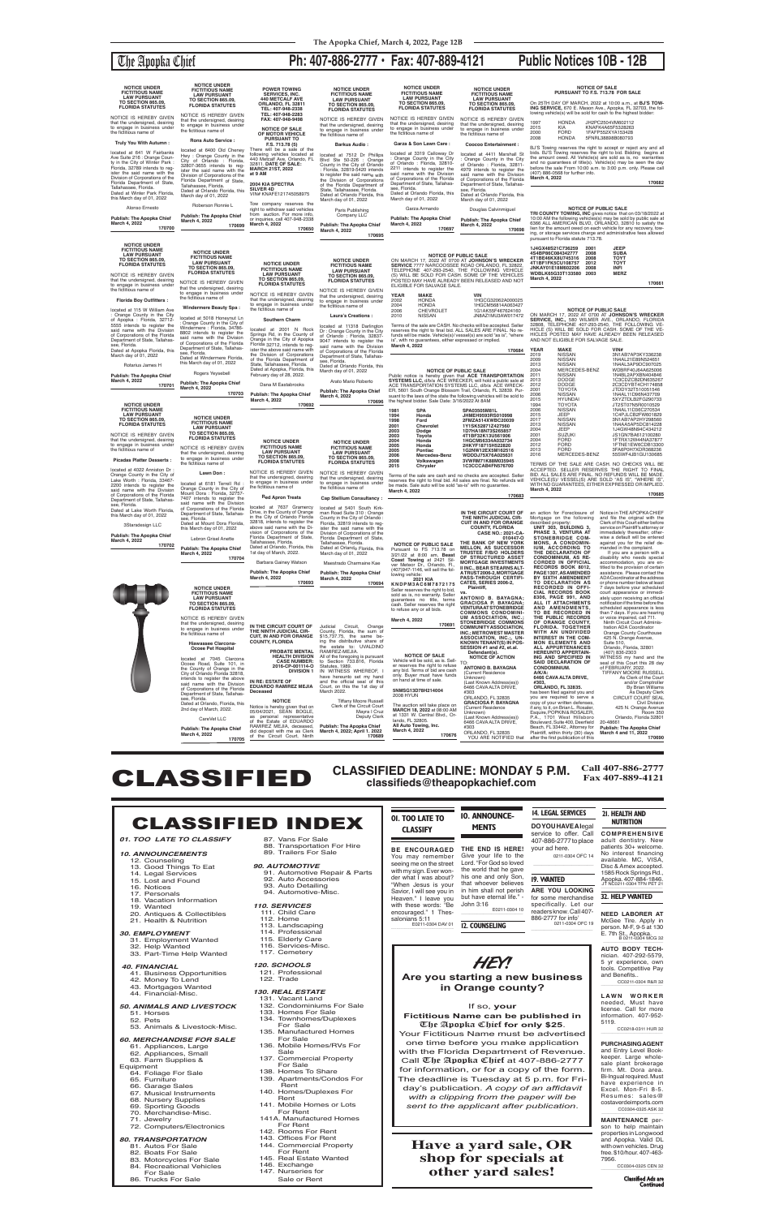# The Apopka Chief — Ph: 407-886-2777 • Fax: 407-889-4121 — Public Notices 10B - 12B

**NOTICE UNDER FICTITIOUS NAME LAW PURSUANT TO SECTION 865.09, FLORIDA STATUTES**

NOTICE IS HEREBY GIVEN that the undersigned, desiring to engage in business under the fictitious name of

**Truly You With Autumn :**

located at 641 W Fairbanks Ave Suite 216 : Orange County in the City of Winter Park : Florida, 32789 intends to register the said name with the Division of Corporations of the Florida Department of State, Tallahassee, Florida.
Dated at Winter Park Florida, this March day of 01, 2022

Alonso Ernesto

**Publish: The Apopka Chief March 4, 2022**
170700

**NOTICE UNDER FICTITIOUS NAME LAW PURSUANT TO SECTION 865.09, FLORIDA STATUTES**

NOTICE IS HEREBY GIVEN that the undersigned, desiring to engage in business under the fictitious name of

**Rons Auto Service :**

located at 8400 Old Cheney Hwy : Orange County in the City of Orlando : Florida, 32807-3655 intends to register the said name with the Division of Corporations of the Florida Department of State, Tallahassee, Florida.
Dated at Orlando Florida, this March day of 01, 2022

Roberson Ronnie L

**Publish: The Apopka Chief March 4, 2022**
170699

**POWER TOWING SERVICES, INC.**
**440 METCALF AVE ORLANDO, FL 32811**
**TEL: 407-948-2338**
**TEL: 407-948-2283**
**FAX: 407-948-9498**

**NOTICE OF SALE OF MOTOR VEHICLE PURSUANT TO F.S. 713.78 (5)**

There will be a sale of the following vehicles located at 440 Metcalf Ave, Orlando, FL 32811. **DATE OF SALE: MARCH 21ST, 2022 at 9 AM**

**2004 KIA SPECTRA SILVER 4D**
VIN# KNAFE121745058975

Tow company reserves the right to withdraw said vehicles from auction. For more info, or inquiries, call 407-948-2338
**March 4, 2022**
170650

**NOTICE UNDER FICTITIOUS NAME LAW PURSUANT TO SECTION 865.09, FLORIDA STATUTES**

NOTICE IS HEREBY GIVEN that the undersigned, desiring to engage in business under the fictitious name of

**Barkus Audio :**

located at 7512 Dr Phillips Blvd Ste 50-226 : Orange County in the City of Orlando : Florida, 32819-5420 intends to register the said name with the Division of Corporations of the Florida Department of State, Tallahassee, Florida.
Dated at Orlando Florida, this March day of 01, 2022

Paris Publishing Company LLC

**Publish: The Apopka Chief March 4, 2022**
170695

**NOTICE UNDER FICTITIOUS NAME LAW PURSUANT TO SECTION 865.09, FLORIDA STATUTES**

NOTICE IS HEREBY GIVEN that the undersigned, desiring to engage in business under the fictitious name of

**Garza & Son Lawn Care :**

located at 3219 Calloway Dr : Orange County in the City of Orlando : Florida, 32810-2211 intends to register the said name with the Division of Corporations of the Florida Department of State, Tallahassee, Florida.
Dated at Orlando Florida, this March day of 01, 2022

Garza Armando

**Publish: The Apopka Chief March 4, 2022**
170697

**NOTICE UNDER FICTITIOUS NAME LAW PURSUANT TO SECTION 865.09, FLORIDA STATUTES**

NOTICE IS HEREBY GIVEN that the undersigned, desiring to engage in business under the fictitious name of

**Coocoo Entertainment :**

located at 4411 Marshall St : Orange County in the City of Orlando : Florida, 32811-4970 intends to register the said name with the Division of Corporations of the Florida Department of State, Tallahassee, Florida.
Dated at Orlando Florida, this March day of 01, 2022

Douglas Calvinmiquel

**Publish: The Apopka Chief March 4, 2022**
170698

**NOTICE OF SALE PURSUANT TO F.S. 713.78 FOR SALE**

On 25TH DAY OF MARCH, 2022 at 10:00 a.m., at **BJ'S TOWING SERVICE**, 870 E. Mason Ave., Apopka, FL 32703, the following vehicle(s) will be sold for cash to the highest bidder:

| | | |
|---|---|---|
| 1997 | HONDA | JH2PC2504VM002112 |
| 2015 | KIA | KNAFK4A65F5328263 |
| 2000 | FORD | 1FAFP55SXYA153428 |
| 2008 | HONDA | 5FNRL38808B060793 |

BJ'S Towing reserves the right to accept or reject any and all bids. BJ'S Towing reserves the right to bid. Bidding begins at the amount owed. All Vehicle(s) are sold as is, no warranties and no guarantees of title(s). Vehicle(s) may be seen the day before the sale From 10:00 a.m. to 3:00 p.m. only. Please call (407) 886-0568 for further info.
**March 4, 2022**
170682

**NOTICE OF PUBLIC SALE**

**TRI COUNTY TOWING, INC** gives notice that on 03/18/2022 at 10:00 AM the following vehicles(s) may be sold by public sale at 6366 ALL AMERICAN BLVD, ORLANDO, 32810 to satisfy the lien for the amount owed on each vehicle for any recovery, towing, or storage services charge and administrative fees allowed pursuant to Florida statute 713.78.

| | | |
|---|---|---|
| 1J4GX48S21C736259 | 2001 | JEEP |
| 4S4BP86C084342777 | 2008 | SUBA |
| 4T1BE46KX8U745316 | 2008 | TOYT |
| 4T1BF1FK5CU108757 | 2012 | TOYT |
| JNKAY01E18M602206 | 2008 | INFI |
| WDBLK65G33T133580 | 2003 | MERZ |

**March 4, 2022**
170661

**NOTICE UNDER FICTITIOUS NAME LAW PURSUANT TO SECTION 865.09, FLORIDA STATUTES**

NOTICE IS HEREBY GIVEN that the undersigned, desiring to engage in business under the fictitious name of

**Florida Boy Outfitters :**

located at 115 W William Ave : Orange County in the City of Apopka : Florida, 32712-5555 intends to register the said name with the Division of Corporations of the Florida Department of State, Tallahassee, Florida.
Dated at Apopka Florida, this March day of 01, 2022

Rotarius James H

**Publish: The Apopka Chief March 4, 2022**
170701

**NOTICE UNDER FICTITIOUS NAME LAW PURSUANT TO SECTION 865.09, FLORIDA STATUTES**

NOTICE IS HEREBY GIVEN that the undersigned, desiring to engage in business under the fictitious name of

**Windermere Beauty Spa :**

located at 5018 Honeynut Ln : Orange County in the City of Windermere : Florida, 34786-8802 intends to register the said name with the Division of Corporations of the Florida Department of State, Tallahassee, Florida.
Dated at Windermere Florida, this March day of 01, 2022

Rogers Yeyaebell

**Publish: The Apopka Chief March 4, 2022**
170703

**NOTICE UNDER FICTITIOUS NAME LAW PURSUANT TO SECTION 865.09, FLORIDA STATUTES**

NOTICE IS HEREBY GIVEN that the undersigned, desiring to engage in business under the fictitious name of

**Southern Charm**

located at 2501 N Rock Springs Rd, in the County of Orange in the City of Apopka Florida 32712, intends to register the above said name with the Division of Corporations of the Florida Department of State, Tallahassee, Florida.
Dated at Apopka, Florida, this February day of 28, 2022.

Dana M Eastabrooks

**Publish: The Apopka Chief March 4, 2022**
170692

**NOTICE UNDER FICTITIOUS NAME LAW PURSUANT TO SECTION 865.09, FLORIDA STATUTES**

NOTICE IS HEREBY GIVEN that the undersigned, desiring to engage in business under the fictitious name of

**Laura's Creations :**

located at 11318 Darlington Dr : Orange County in the City of Orlando : Florida, 32837-9047 intends to register the said name with the Division of Corporations of the Florida Department of State, Tallahassee, Florida.
Dated at Orlando Florida, this March day of 01, 2022

Arato Mario Roberto

**Publish: The Apopka Chief March 4, 2022**
170696

**NOTICE OF PUBLIC SALE**

ON MARCH 17, 2022 AT 0700 AT **JOHNSON'S WRECKER SERVICE** 7777 NARCOOSSEE ROAD ORLANDO, FL 32822. TELEPHONE 407-293-2540. THE FOLLOWING VEHICLE (S) WILL BE SOLD FOR CASH. SOME OF THE VEHICLES POSTED MAY HAVE ALREADY BEEN RELEASED AND NOT ELIGIBLE FOR SALVAGE SALE.

| YEAR | MAKE | VIN |
|---|---|---|
| 2002 | HONDA | 1HGCG32062A000025 |
| 2004 | HONDA | 1HGCM56814A063427 |
| 2006 | CHEVROLET | 1G1AK55F467624160 |
| 2010 | NISSAN | JN8AZ1MU3AW017472 |

Terms of the sale are CASH. No checks will be accepted. Seller reserves the right to final bid. ALL SALES ARE FINAL. No refunds will be made. Vehicle(s)/ vessel(s) are sold "as is", "where is", with no guarantees, either expressed or implied.
**March 4, 2022**
170684

**NOTICE OF PUBLIC SALE**

ON MARCH 17, 2022 AT 0700 AT **JOHNSON'S WRECKER SERVICE, INC.,** 580 WILMER AVE., ORLANDO, FLORIDA 32808. TELEPHONE 407-293-2540. THE FOLLOWING VEHICLE (S) WILL BE SOLD FOR CASH. SOME OF THE VEHICLES POSTED MAY HAVE ALREADY BEEN RELEASED AND NOT ELIGIBLE FOR SALVAGE SALE.

| YEAR | MAKE | VIN# |
|---|---|---|
| 2019 | NISSAN | 3N1AB7AP3KY336236 |
| 2009 | NISSAN | 1N4AL21E89N524651 |
| 2013 | NISSAN | 1N4AL3AP9DC907025 |
| 2004 | MERCEDES-BENZ | WDBRF40J84A625006 |
| 2013 | NISSAN | 1N4BL2AP9DN404846 |
| 2013 | DODGE | 1C3CDZCB2DN635267 |
| 2012 | DODGE | 2C3CDYBT4CH174858 |
| 2001 | TOYOTA | JTDDY32T510051546 |
| 2016 | NISSAN | 1N4AL11D86N437709 |
| 2015 | HYUNDAI | 5XYZTDLB2FG290733 |
| 1994 | TOYOTA | JT2ST07N5R0010529 |
| 2006 | NISSAN | 1N4AL11D36C270534 |
| 2015 | JEEP | 1C4PJLCB0FW601828 |
| 2017 | NISSAN | 3N1AB7AP2HY298560 |
| 2013 | NISSAN | 1N4AA5AP5DC814228 |
| 2004 | JEEP | 1J4GW48N84C434212 |
| 2001 | SUZUKI | JS1GN7BA812100280 |
| 2004 | FORD | 1FTRX12W44NA27877 |
| 2012 | FORD | 1FTNE1EW6CDB13300 |
| 2013 | FORD | 3FADP4EJ7DM168236 |
| 2016 | MERCEDES-BENZ | 55SWF4JB1GU100685 |

TERMS OF THE SALE ARE CASH. NO CHECKS WILL BE ACCEPTED. SELLER RESERVES THE RIGHT TO FINAL BID. ALL SALES ARE FINAL. NO REFUNDS WILL BE MADE. VEHICLE(S)/ VESSEL(S) ARE SOLD "AS IS", "WHERE IS", WITH NO GUARANTEES, EITHER EXPRESSED OR IMPLIED.
**March 4, 2022**
170685

**NOTICE UNDER FICTITIOUS NAME LAW PURSUANT TO SECTION 865.09, FLORIDA STATUTES**

NOTICE IS HEREBY GIVEN that the undersigned, desiring to engage in business under the fictitious name of

**Picadas Platter Desserts :**

located at 4022 Anniston Dr : Orange County in the City of Lake Worth : Florida, 33467-2200 intends to register the said name with the Division of Corporations of the Florida Department of State, Tallahassee, Florida.
Dated at Lake Worth Florida, this March day of 01, 2022

3Stavadesign LLC

**Publish: The Apopka Chief March 4, 2022**
170702

**NOTICE UNDER FICTITIOUS NAME LAW PURSUANT TO SECTION 865.09, FLORIDA STATUTES**

NOTICE IS HEREBY GIVEN that the undersigned, desiring to engage in business under the fictitious name of

**Lawn Don :**

located at 6181 Terrell Rd : Orange County in the City of Mount Dora : Florida, 32757-7407 intends to register the said name with the Division of Corporations of the Florida Department of State, Tallahassee, Florida.
Dated at Mount Dora Florida, this March day of 01, 2022

Lebron Grisel Anette

**Publish: The Apopka Chief March 4, 2022**
170704

**NOTICE UNDER FICTITIOUS NAME LAW PURSUANT TO SECTION 865.09, FLORIDA STATUTES**

NOTICE IS HEREBY GIVEN that the undersigned, desiring to engage in business under the fictitious name of

**Red Apron Treats**

located at 7637 Gramercy Drive, in the County of Orange in the City of Orlando Florida 32818, intends to register the above said name with the Division of Corporations of the Florida Department of State, Tallahassee, Florida.
Dated at Orlando, Florida, this 1st day of March, 2022.

Barbara Gainey Watson

**Publish: The Apopka Chief March 4, 2022**
170693

**NOTICE UNDER FICTITIOUS NAME LAW PURSUANT TO SECTION 865.09, FLORIDA STATUTES**

NOTICE IS HEREBY GIVEN that the undersigned, desiring to engage in business under the fictitious name of

**Cap Stellium Consultancy :**

located at 5401 South Kirkman Road Suite 310 : Orange County in the City of Orlando : Florida, 32819 intends to register the said name with the Division of Corporations of the Florida Department of State, Tallahassee, Florida.
Dated at Orlando Florida, this March day of 01, 2022

Maestrado Charmaine Kae

**Publish: The Apopka Chief March 4, 2022**
170694

**NOTICE OF PUBLIC SALE**

Public notice is hereby given that **ACE TRANSPORTATION SYSTEMS LLC**, d/b/a ACE WRECKER, will hold a public sale at ACE TRANSPORTATION SYSTEMS LLC, d/b/a ACE WRECKER, 5601 South Orange Blossom Trail, Orlando, FL 32839. Pursuant to the laws of the state the following vehicles will be sold to the highest bidder. Sale Date: 3/16/2022 At 8AM

| | | |
|---|---|---|
| 1981 | SPA | SPA03505M81L |
| 1994 | Honda | JH8MH9508RS010998 |
| 1998 | Ford | 2FMZA5143WBC20039 |
| 2001 | Chevrolet | 1Y1SK5287YZ427560 |
| 2003 | Dodge | 1D7HA18N73S265857 |
| 2003 | Toyota | 4T1BF32K13U561906 |
| 2004 | Honda | 1HGCM56334A032734 |
| 2005 | Honda | 2HKYF18715H522820 |
| 2005 | Pontiac | 1G2NW12EX5M162516 |
| 2006 | Mercedes-Benz | WDDDJ75X76A025631 |
| 2006 | Volkswagen | 3VWRM71K68M035945 |
| 2015 | Chrysler | 1C3CCCAB4FN576700 |

Terms of the sale are cash and no checks are accepted. Seller reserves the right to final bid. All sales are final. No refunds will be made. Sale auto will be sold "as-is" with no guarantees.
**March 4, 2022**
170683

**NOTICE OF PUBLIC SALE**

Pursuant to FS 713.78 on 3/21/22 at 8:00 am, **Beast Coast Towing** at 2421 Silver Meteor Dr., Orlando, FL (407)947-1146, will sell the following vehicle.

**2021 KIA**
**KNDPM3AC6M7872175**

Seller reserves the right to bid, sold as is, no warranty. Seller guarantees no title, terms cash. Seller reserves the right to refuse any or all bids.

**March 4, 2022**
170691

**NOTICE OF SALE**

Vehicle will be sold, as is. Seller reserves the right to refuse any bid. Terms of bid are cash only. Buyer must have funds on hand at time of sale.

**5NMSG13D78H214004**
**2008 HYUN**

The auction will take place on **MARCH 18, 2022** at 08:00 AM at 1331 W. Central Blvd., Orlando, FL 32805.
**All Auto Towing, Inc.**
**March 4, 2022**
170676

**IN THE CIRCUIT COURT OF THE NINTH JUDICIAL CIRCUIT, IN AND FOR ORANGE COUNTY, FLORIDA**
**CASE NO.: 2021-CA-010447-O**

**THE BANK OF NEW YORK MELLON, AS SUCCESSOR TRUSTEE F/B/O HOLDERS OF STRUCTURED ASSET MORTGAGE INVESTMENTS II INC., BEAR STEARNS ALT-A TRUST 2006-2, MORTGAGE PASS-THROUGH CERTIFICATES, SERIES 2006-2,**
**Plaintiff,**

**vs.**

**ANTONIO B. BAYAGNA; GRACIOSA P. BAYAGNA; VENTURA AT STONEBRIDGE COMMONS CONDOMINIUM ASSOCIATION, INC.; STONEBRIDGE COMMONS COMMUNITY ASSOCIATION, INC.; METROWEST MASTER ASSOCIATION, INC.; UNKNOWN TENANT(S) IN POSSESSION #1 and #2, et.al.**
**Defendant(s).**

**NOTICE OF ACTION**

TO:
**ANTONIO B. BAYAGNA**
(Current Residence Unknown)
(Last Known Address(es))
6466 CAVA ALTA DRIVE, #303
ORLANDO, FL 32835

**GRACIOSA P. BAYAGNA**
(Current Residence Unknown)
(Last Known Address(es))
6466 CAVA ALTA DRIVE, #303
ORLANDO, FL 32835

YOU ARE NOTIFIED that an action for Foreclosure of Mortgage on the following described property:

**UNIT 303, BUILDING 3, PHASE 3, VENTURA AT STONEBRIDGE COMMONS, A CONDOMINIUM, ACCORDING TO THE DECLARATION OF CONDOMINIUM, AS RECORDED IN OFFICIAL RECORDS BOOK 8012, PAGE 1307, AS AMENDED BY SIXTH AMENDMENT TO DECLARATION AS RECORDED IN OFFICIAL RECORDS BOOK 8306, PAGE 591, AND ALL IT ATTACHMENTS AND AMENDMENTS, TO BE RECORDED IN THE PUBLIC RECORDS OF ORANGE COUNTY, FLORIDA. TOGETHER WITH AN UNDIVIDED INTEREST IN THE COMMON ELEMENTS AND ALL APPURTENANCES HEREUNTO APPERTAINING AND SPECIFIED IN SAID DECLARATION OF CONDOMINIUM.**

**A/K/A:**
**6466 CAVA ALTA DRIVE, #303,**
**ORLANDO, FL 32835.**

has been filed against you and you are required to serve a copy of your written defenses, if any, to it, on Brian L. Rosaler, Esquire, POPKIN & ROSALER, P.A., 1701 West Hillsboro Boulevard, Suite 400, Deerfield Beach, FL 33442., Attorney for Plaintiff, within thirty (30) days after the first publication of this Notice in THE APOPKA CHIEF and file the original with the Clerk of this Court either before service on Plaintiff's attorney or immediately thereafter; otherwise a default will be entered against you for the relief demanded in the complaint.

If you are a person with a disability who needs special accommodation, you are entitled to the provision of certain assistance. Please contact the ADA Coordinator at the address or phone number below at least 7 days before your scheduled court appearance or immediately upon receiving an official notification if the time before the scheduled appearance is less than 7 days. If you are hearing or voice impaired, call 711.

Ninth Circuit Court Administration ADA Coordinator
Orange County Courthouse
425 N. Orange Avenue, Suite 510
Orlando, Florida, 32801
(407) 836-2303

WITNESS my hand and the seal of this Court this 28 day of FEBRUARY, 2022.

TIFFANY MOORE RUSSELL
As Clerk of the Court and/or Comptroller
By Brian Williams
As Deputy Clerk
CIRCUIT COURT SEAL
Civil Division
425 N. Orange Avenue Room 350
Orlando, Florida 32801

20-48661
**Publish: The Apopka Chief March 4 and 11, 2022**
170690

**NOTICE UNDER FICTITIOUS NAME LAW PURSUANT TO SECTION 865.09, FLORIDA STATUTES**

NOTICE IS HEREBY GIVEN that the undersigned, desiring to engage in business under the fictitious name of

**Hiawassee Clarcona-Ocoee Pet Hospital**

located at 7045 Clarcona Ocoee Road, Suite 101, in the County of Orange in the City of Orlando Florida 32818, intends to register the above said name with the Division of Corporations of the Florida Department of State, Tallahassee, Florida.
Dated at Orlando, Florida, this 2nd day of March, 2022.

CareVet LLC

**Publish: The Apopka Chief March 4, 2022**
170705

**IN THE CIRCUIT COURT OF THE NINTH JUDICIAL CIRCUIT, IN AND FOR ORANGE COUNTY, FLORIDA**

**PROBATE MENTAL HEALTH DIVISION**
**CASE NUMBER: 2016-CP-001114-O**
**DIVISION 1**

**IN RE: ESTATE OF EDUARDO RAMIREZ MEJIA**
**Deceased**

**NOTICE**

Notice is hereby given that on 05/04/2021, SEAN BOGLE, as personal representative of the Estate of EDUARDO RAMIREZ MEJIA, deceased, did deposit with me as Clerk of the Circuit Court, Ninth Judicial Circuit, Orange County, Florida, the sum of $15,737.75, the same being the distributive share of the estate to: UVALDINO RAMIREZ-MEJIA.

All of the foregoing is pursuant to Section 733.816, Florida Statutes, 1989.

IN WITNESS WHEREOF, I have hereunto set my hand and the official seal of this Court, on this the 1st day of March 2022.

Tiffany Moore Russell
Clerk of the Circuit Court
Mayra I Cruz
Deputy Clerk

**Publish: The Apopka Chief March 4, 2022; April 1, 2022**
170689

# CLASSIFIED

**CLASSIFIED DEADLINE: MONDAY 5 P.M.**
**classifieds@theapopkachief.com**

**Call 407-886-2777**
**Fax 407-889-4121**

## CLASSIFIED INDEX

**01. TOO LATE TO CLASSIFY**

**10. ANNOUNCEMENTS**
12. Counseling
13. Good Things To Eat
14. Legal Services
15. Lost and Found
16. Notices
17. Personals
18. Vacation Information
19. Wanted
20. Antiques & Collectibles
21. Health & Nutrition

**30. EMPLOYMENT**
31. Employment Wanted
32. Help Wanted
33. Part-Time Help Wanted

**40. FINANCIAL**
41. Business Opportunities
42. Money To Lend
43. Mortgages Wanted
44. Financial-Misc.

**50. ANIMALS AND LIVESTOCK**
51. Horses
52. Pets
53. Animals & Livestock-Misc.

**60. MERCHANDISE FOR SALE**
61. Appliances, Large
62. Appliances, Small
63. Farm Supplies & Equipment
64. Foliage For Sale
65. Furniture
66. Garage Sales
67. Musical Instruments
68. Nursery Supplies
69. Sporting Goods
70. Merchandise-Misc.
71. Jewelry
72. Computers/Electronics

**80. TRANSPORTATION**
81. Autos For Sale
82. Boats For Sale
83. Motorcycles For Sale
84. Recreational Vehicles For Sale
86. Trucks For Sale
87. Vans For Sale
88. Transportation For Hire
89. Trailers For Sale

**90. AUTOMOTIVE**
91. Automotive Repairs & Parts
92. Auto Accessories
93. Auto Detailing
94. Automotive-Misc.

**110. SERVICES**
111. Child Care
112. Home
113. Landscaping
114. Professional
115. Elderly Care
116. Services-Misc.
117. Cemetery

**120. SCHOOLS**
121. Professional
122. Trade

**130. REAL ESTATE**
131. Vacant Land
132. Condominiums For Sale
133. Homes For Sale
134. Townhomes/Duplexes For Sale
135. Manufactured Homes For Sale
136. Mobile Homes/RVs For Sale
137. Commercial Property For Sale
138. Homes To Share
139. Apartments/Condos For Rent
140. Homes/Duplexes For Rent
141. Mobile Homes or Lots For Rent
141A. Manufactured Homes For Rent
142. Rooms For Rent
143. Offices For Rent
144. Commercial Property For Rent
145. Real Estate Wanted
146. Exchange
147. Nurseries for Sale or Rent

### 01. TOO LATE TO CLASSIFY

**BE ENCOURAGED** You may remember seeing me on the street with my sign. Ever wonder what I was about? "When Jesus is your Savior, I will see you in Heaven." I leave you with these words: "Be encouraged." 1 Thessalonians 5:11
E0211-0304 DAY 01

### 10. ANNOUNCEMENTS

**THE END IS HERE!** Give your life to the Lord. "For God so loved the world that he gave his one and only Son, that whoever believes in him shall not perish but have eternal life." - John 3:16
E0211-0304 10

### 12. COUNSELING

### 14. LEGAL SERVICES

**DO YOU HAVE A** legal service to offer. Call 407-886-2777 to place your ad here.
0211-0304 CFC 14

### 19. WANTED

**ARE YOU LOOKING** for some merchandise specifically. Let our readers know. Call 407-886-2777 for info!
0211-0304 CFC 19

### 21. HEALTH AND NUTRITION

**COMPREHENSIVE** adult dentistry. New patients 30+ welcome. No interest financing available. MC, VISA, Disc & Amex accepted. 1585 Rock Springs Rd., Apopka. 407-884-1846. JT NC0211-0304 TFN PET 21

### 32. HELP WANTED

**NEED LABORER AT** McGee Tire. Apply in person. M-F, 9-5 at 130 E. 7th St., Apopka.
B 0211-0304 MCG 32

**AUTO BODY TECH-**nician. 407-292-5579, 5 yr experience, own tools. Competitive Pay and Benefits.
CC0211-0304 R&R 32

**LAWN WORKER** needed. Must have license. Call for more information. 407-952-5119.
CC0218-0311 HUR 32

**PURCHASING AGENT** and Entry Level Bookkeeper. Large wholesale plant brokerage firm. Mt. Dora area. Bi-lingual required. Must have experience in Excel. Mon-Fri 8-5. Resumes: sales@costaverdeimports.com
CC0304-0325 ASK 32

**MAINTENANCE** person to help maintain properties in Longwood and Apopka. Valid DL with own vehicles. Drug free. $10/hour. 407-463-7956.
CC0304-0325 CEN 32

**Classified Ads are Continued**

## HEY! Are you starting a new business in Orange county?

If so, **your Fictitious Name can be published in The Apopka Chief for only $25.** Your Fictitious Name must be advertised one time before you make application with the Florida Department of Revenue. Call The Apopka Chief at 407-886-2777 for information, or for a copy of the form. The deadline is Tuesday at 5 p.m. for Friday's publication. *A copy of an affidavit with a clipping from the paper will be sent to the applicant after publication.*

## Have a yard sale, OR shop for specials at other yard sales!